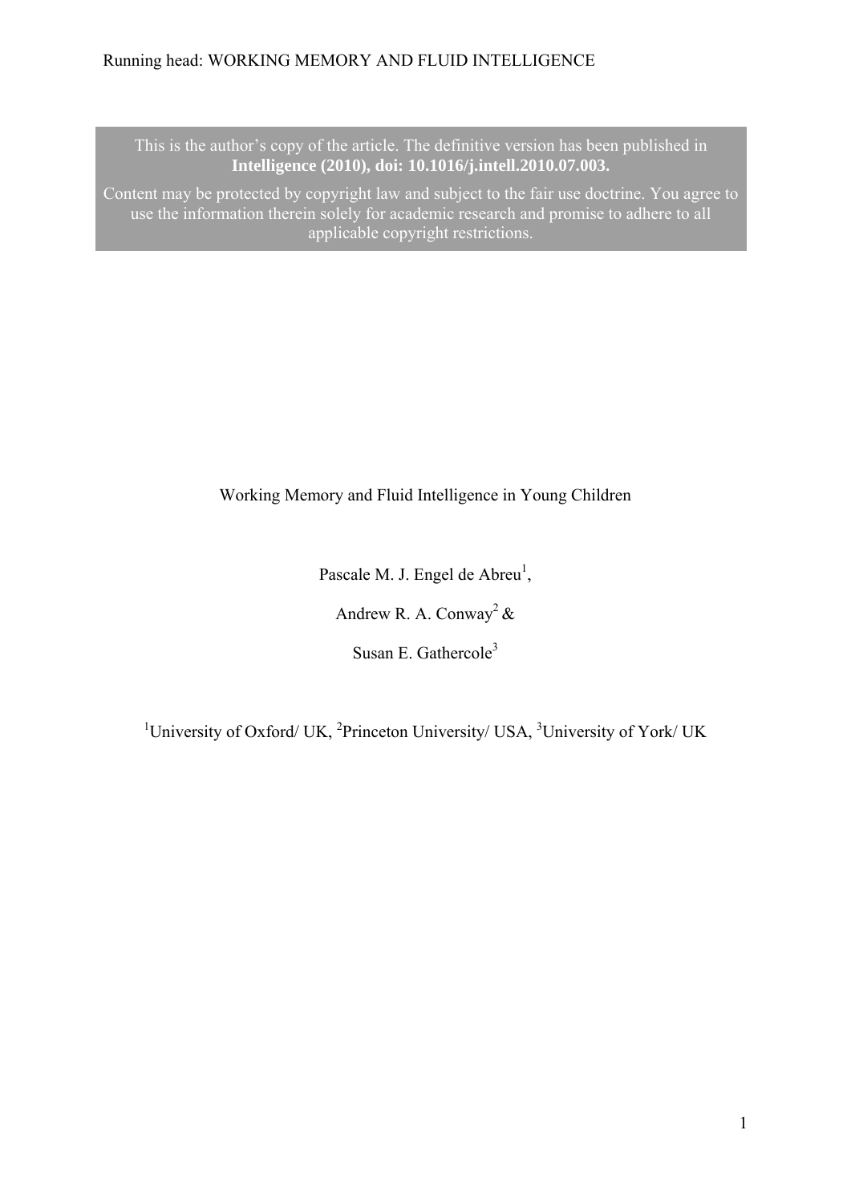This is the author's copy of the article. The definitive version has been published in **Intelligence (2010), doi: 10.1016/j.intell.2010.07.003.**

Content may be protected by copyright law and subject to the fair use doctrine. You agree to use the information therein solely for academic research and promise to adhere to all applicable copyright restrictions.

# Working Memory and Fluid Intelligence in Young Children

Pascale M. J. Engel de Abreu[1],

Andrew R. A. Conway[2] &

Susan E. Gathercole[3]

[1]University of Oxford/ UK, [2]Princeton University/ USA, [3]University of York/ UK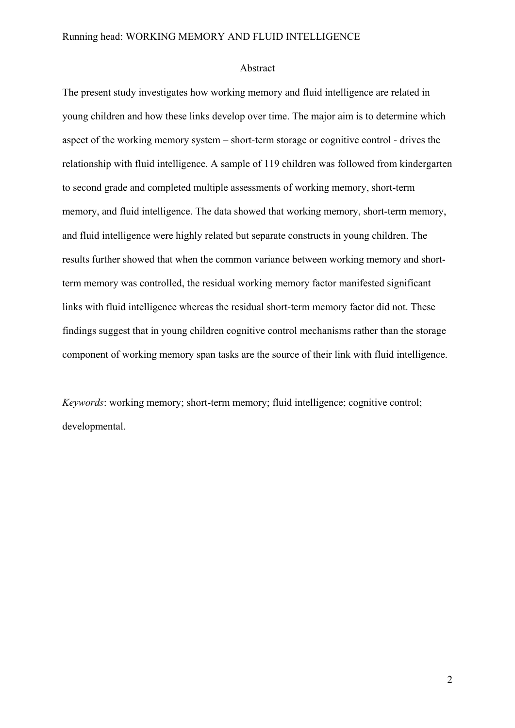## Abstract

The present study investigates how working memory and fluid intelligence are related in young children and how these links develop over time. The major aim is to determine which aspect of the working memory system – short-term storage or cognitive control - drives the relationship with fluid intelligence. A sample of 119 children was followed from kindergarten to second grade and completed multiple assessments of working memory, short-term memory, and fluid intelligence. The data showed that working memory, short-term memory, and fluid intelligence were highly related but separate constructs in young children. The results further showed that when the common variance between working memory and short-term memory was controlled, the residual working memory factor manifested significant links with fluid intelligence whereas the residual short-term memory factor did not. These findings suggest that in young children cognitive control mechanisms rather than the storage component of working memory span tasks are the source of their link with fluid intelligence.

*Keywords*: working memory; short-term memory; fluid intelligence; cognitive control; developmental.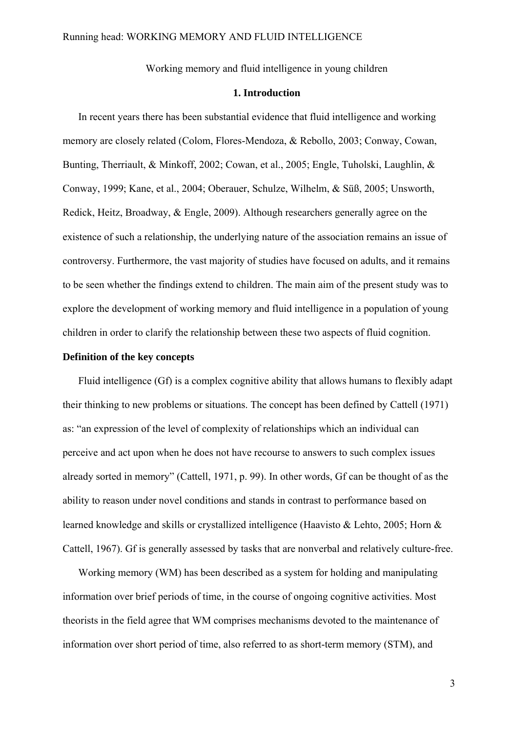Working memory and fluid intelligence in young children

## 1. Introduction

In recent years there has been substantial evidence that fluid intelligence and working memory are closely related (Colom, Flores-Mendoza, & Rebollo, 2003; Conway, Cowan, Bunting, Therriault, & Minkoff, 2002; Cowan, et al., 2005; Engle, Tuholski, Laughlin, & Conway, 1999; Kane, et al., 2004; Oberauer, Schulze, Wilhelm, & Süß, 2005; Unsworth, Redick, Heitz, Broadway, & Engle, 2009). Although researchers generally agree on the existence of such a relationship, the underlying nature of the association remains an issue of controversy. Furthermore, the vast majority of studies have focused on adults, and it remains to be seen whether the findings extend to children. The main aim of the present study was to explore the development of working memory and fluid intelligence in a population of young children in order to clarify the relationship between these two aspects of fluid cognition.

### Definition of the key concepts

Fluid intelligence (Gf) is a complex cognitive ability that allows humans to flexibly adapt their thinking to new problems or situations. The concept has been defined by Cattell (1971) as: "an expression of the level of complexity of relationships which an individual can perceive and act upon when he does not have recourse to answers to such complex issues already sorted in memory" (Cattell, 1971, p. 99). In other words, Gf can be thought of as the ability to reason under novel conditions and stands in contrast to performance based on learned knowledge and skills or crystallized intelligence (Haavisto & Lehto, 2005; Horn & Cattell, 1967). Gf is generally assessed by tasks that are nonverbal and relatively culture-free.

Working memory (WM) has been described as a system for holding and manipulating information over brief periods of time, in the course of ongoing cognitive activities. Most theorists in the field agree that WM comprises mechanisms devoted to the maintenance of information over short period of time, also referred to as short-term memory (STM), and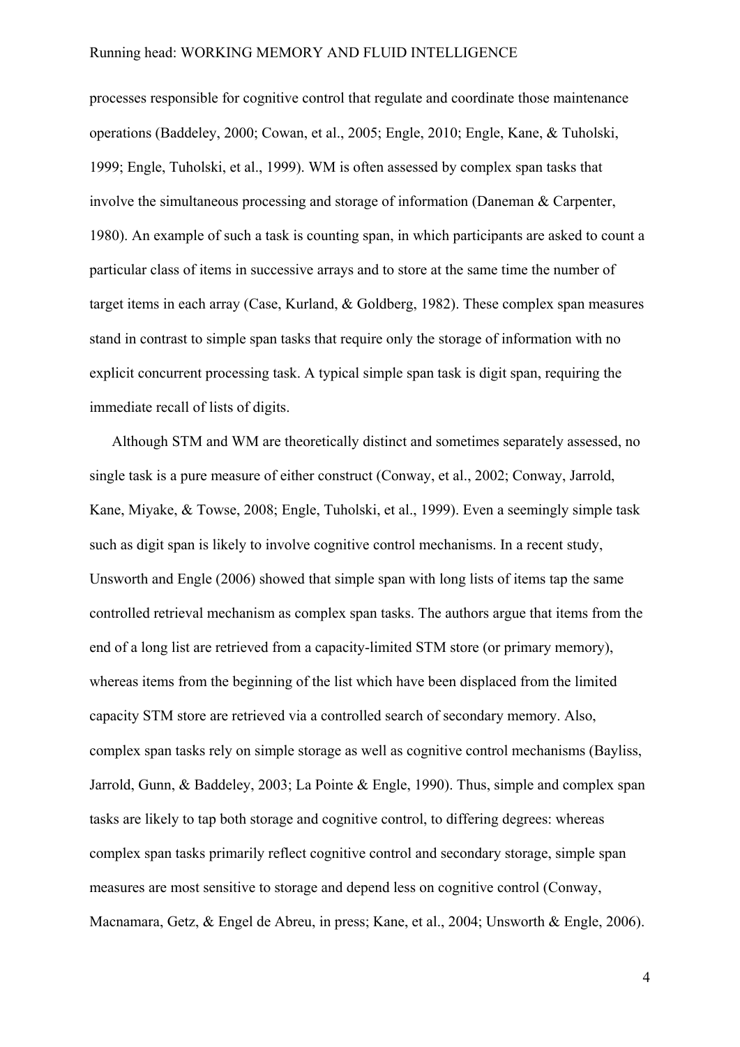processes responsible for cognitive control that regulate and coordinate those maintenance operations (Baddeley, 2000; Cowan, et al., 2005; Engle, 2010; Engle, Kane, & Tuholski, 1999; Engle, Tuholski, et al., 1999). WM is often assessed by complex span tasks that involve the simultaneous processing and storage of information (Daneman & Carpenter, 1980). An example of such a task is counting span, in which participants are asked to count a particular class of items in successive arrays and to store at the same time the number of target items in each array (Case, Kurland, & Goldberg, 1982). These complex span measures stand in contrast to simple span tasks that require only the storage of information with no explicit concurrent processing task. A typical simple span task is digit span, requiring the immediate recall of lists of digits.

Although STM and WM are theoretically distinct and sometimes separately assessed, no single task is a pure measure of either construct (Conway, et al., 2002; Conway, Jarrold, Kane, Miyake, & Towse, 2008; Engle, Tuholski, et al., 1999). Even a seemingly simple task such as digit span is likely to involve cognitive control mechanisms. In a recent study, Unsworth and Engle (2006) showed that simple span with long lists of items tap the same controlled retrieval mechanism as complex span tasks. The authors argue that items from the end of a long list are retrieved from a capacity-limited STM store (or primary memory), whereas items from the beginning of the list which have been displaced from the limited capacity STM store are retrieved via a controlled search of secondary memory. Also, complex span tasks rely on simple storage as well as cognitive control mechanisms (Bayliss, Jarrold, Gunn, & Baddeley, 2003; La Pointe & Engle, 1990). Thus, simple and complex span tasks are likely to tap both storage and cognitive control, to differing degrees: whereas complex span tasks primarily reflect cognitive control and secondary storage, simple span measures are most sensitive to storage and depend less on cognitive control (Conway, Macnamara, Getz, & Engel de Abreu, in press; Kane, et al., 2004; Unsworth & Engle, 2006).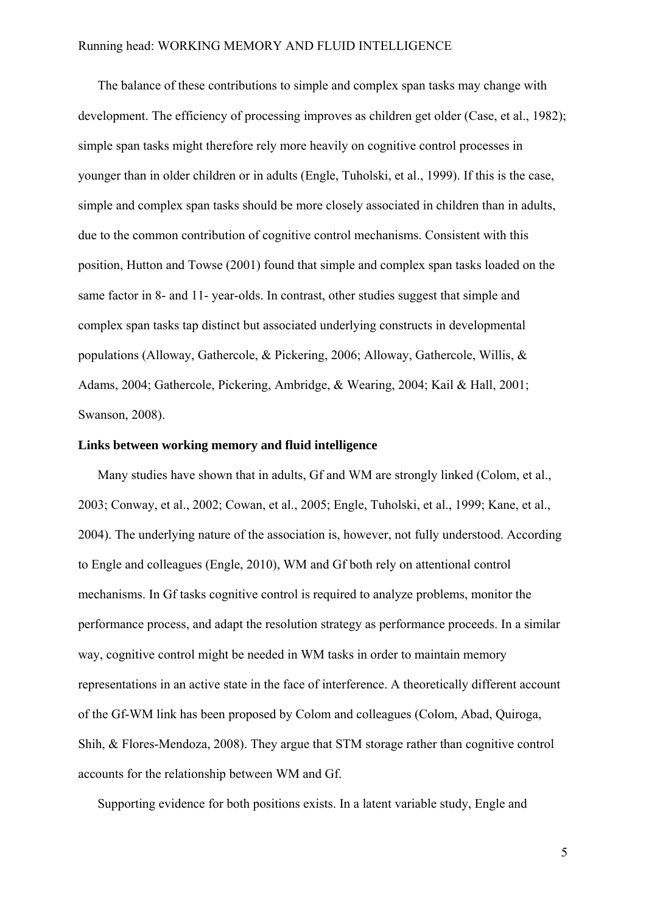The balance of these contributions to simple and complex span tasks may change with development. The efficiency of processing improves as children get older (Case, et al., 1982); simple span tasks might therefore rely more heavily on cognitive control processes in younger than in older children or in adults (Engle, Tuholski, et al., 1999). If this is the case, simple and complex span tasks should be more closely associated in children than in adults, due to the common contribution of cognitive control mechanisms. Consistent with this position, Hutton and Towse (2001) found that simple and complex span tasks loaded on the same factor in 8- and 11- year-olds. In contrast, other studies suggest that simple and complex span tasks tap distinct but associated underlying constructs in developmental populations (Alloway, Gathercole, & Pickering, 2006; Alloway, Gathercole, Willis, & Adams, 2004; Gathercole, Pickering, Ambridge, & Wearing, 2004; Kail & Hall, 2001; Swanson, 2008).

**Links between working memory and fluid intelligence**

Many studies have shown that in adults, Gf and WM are strongly linked (Colom, et al., 2003; Conway, et al., 2002; Cowan, et al., 2005; Engle, Tuholski, et al., 1999; Kane, et al., 2004). The underlying nature of the association is, however, not fully understood. According to Engle and colleagues (Engle, 2010), WM and Gf both rely on attentional control mechanisms. In Gf tasks cognitive control is required to analyze problems, monitor the performance process, and adapt the resolution strategy as performance proceeds. In a similar way, cognitive control might be needed in WM tasks in order to maintain memory representations in an active state in the face of interference. A theoretically different account of the Gf-WM link has been proposed by Colom and colleagues (Colom, Abad, Quiroga, Shih, & Flores-Mendoza, 2008). They argue that STM storage rather than cognitive control accounts for the relationship between WM and Gf.

Supporting evidence for both positions exists. In a latent variable study, Engle and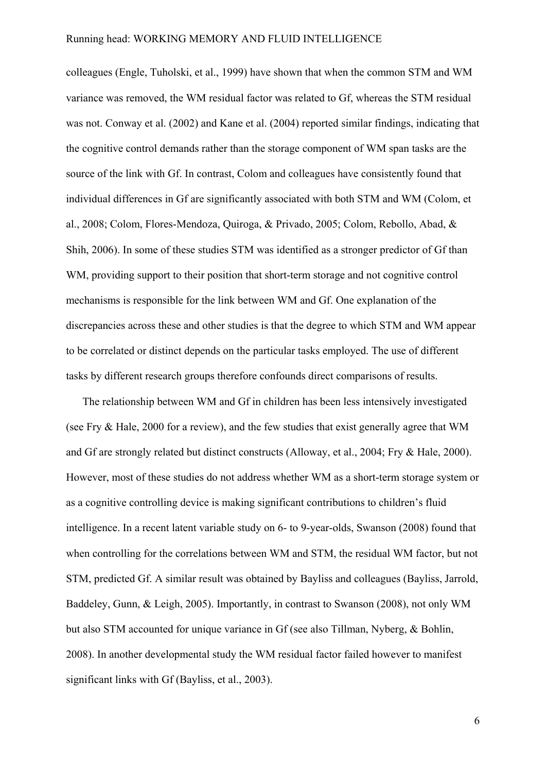colleagues (Engle, Tuholski, et al., 1999) have shown that when the common STM and WM variance was removed, the WM residual factor was related to Gf, whereas the STM residual was not. Conway et al. (2002) and Kane et al. (2004) reported similar findings, indicating that the cognitive control demands rather than the storage component of WM span tasks are the source of the link with Gf. In contrast, Colom and colleagues have consistently found that individual differences in Gf are significantly associated with both STM and WM (Colom, et al., 2008; Colom, Flores-Mendoza, Quiroga, & Privado, 2005; Colom, Rebollo, Abad, & Shih, 2006). In some of these studies STM was identified as a stronger predictor of Gf than WM, providing support to their position that short-term storage and not cognitive control mechanisms is responsible for the link between WM and Gf. One explanation of the discrepancies across these and other studies is that the degree to which STM and WM appear to be correlated or distinct depends on the particular tasks employed. The use of different tasks by different research groups therefore confounds direct comparisons of results.

The relationship between WM and Gf in children has been less intensively investigated (see Fry & Hale, 2000 for a review), and the few studies that exist generally agree that WM and Gf are strongly related but distinct constructs (Alloway, et al., 2004; Fry & Hale, 2000). However, most of these studies do not address whether WM as a short-term storage system or as a cognitive controlling device is making significant contributions to children's fluid intelligence. In a recent latent variable study on 6- to 9-year-olds, Swanson (2008) found that when controlling for the correlations between WM and STM, the residual WM factor, but not STM, predicted Gf. A similar result was obtained by Bayliss and colleagues (Bayliss, Jarrold, Baddeley, Gunn, & Leigh, 2005). Importantly, in contrast to Swanson (2008), not only WM but also STM accounted for unique variance in Gf (see also Tillman, Nyberg, & Bohlin, 2008). In another developmental study the WM residual factor failed however to manifest significant links with Gf (Bayliss, et al., 2003).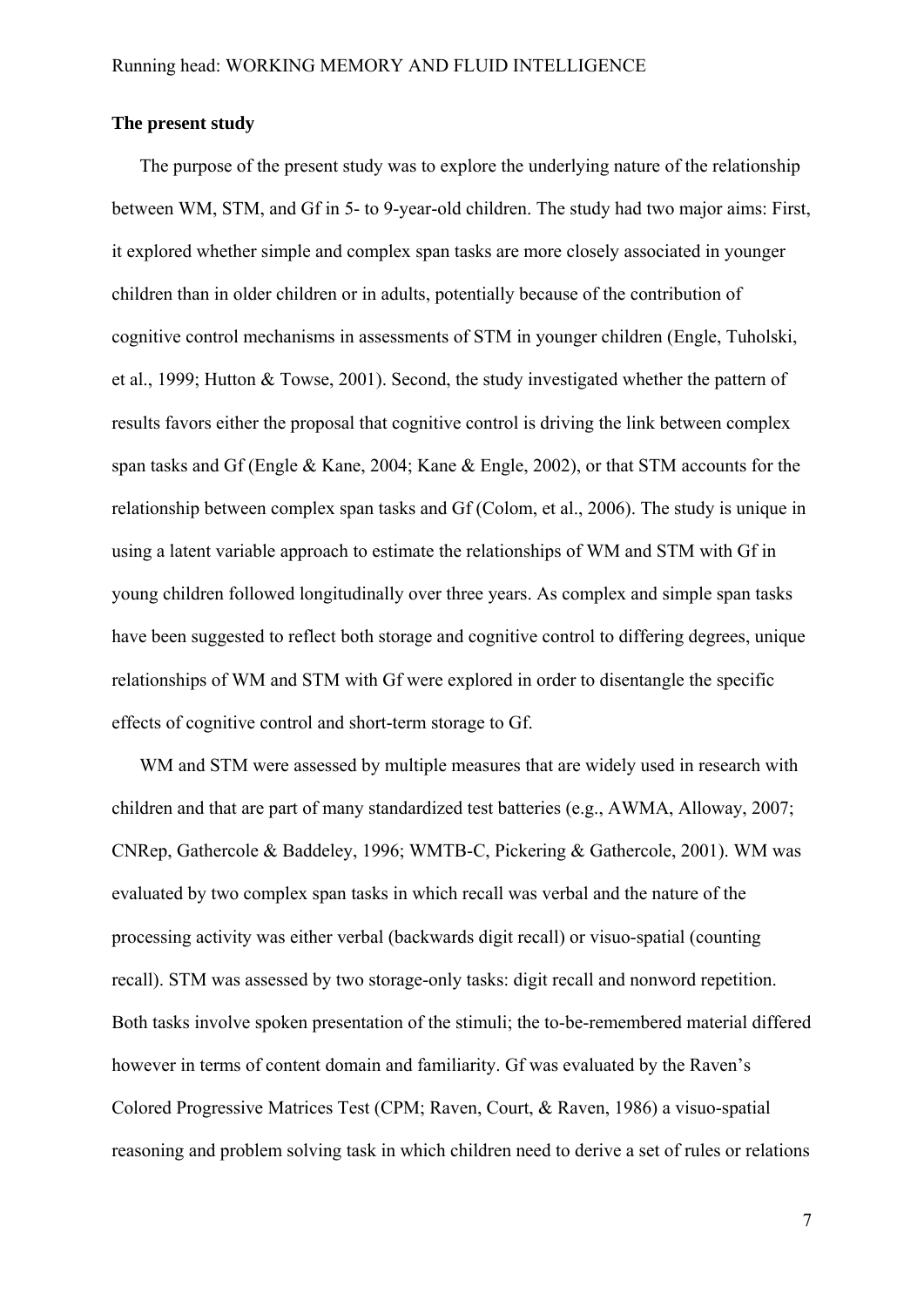**The present study**

The purpose of the present study was to explore the underlying nature of the relationship between WM, STM, and Gf in 5- to 9-year-old children. The study had two major aims: First, it explored whether simple and complex span tasks are more closely associated in younger children than in older children or in adults, potentially because of the contribution of cognitive control mechanisms in assessments of STM in younger children (Engle, Tuholski, et al., 1999; Hutton & Towse, 2001). Second, the study investigated whether the pattern of results favors either the proposal that cognitive control is driving the link between complex span tasks and Gf (Engle & Kane, 2004; Kane & Engle, 2002), or that STM accounts for the relationship between complex span tasks and Gf (Colom, et al., 2006). The study is unique in using a latent variable approach to estimate the relationships of WM and STM with Gf in young children followed longitudinally over three years. As complex and simple span tasks have been suggested to reflect both storage and cognitive control to differing degrees, unique relationships of WM and STM with Gf were explored in order to disentangle the specific effects of cognitive control and short-term storage to Gf.

WM and STM were assessed by multiple measures that are widely used in research with children and that are part of many standardized test batteries (e.g., AWMA, Alloway, 2007; CNRep, Gathercole & Baddeley, 1996; WMTB-C, Pickering & Gathercole, 2001). WM was evaluated by two complex span tasks in which recall was verbal and the nature of the processing activity was either verbal (backwards digit recall) or visuo-spatial (counting recall). STM was assessed by two storage-only tasks: digit recall and nonword repetition. Both tasks involve spoken presentation of the stimuli; the to-be-remembered material differed however in terms of content domain and familiarity. Gf was evaluated by the Raven's Colored Progressive Matrices Test (CPM; Raven, Court, & Raven, 1986) a visuo-spatial reasoning and problem solving task in which children need to derive a set of rules or relations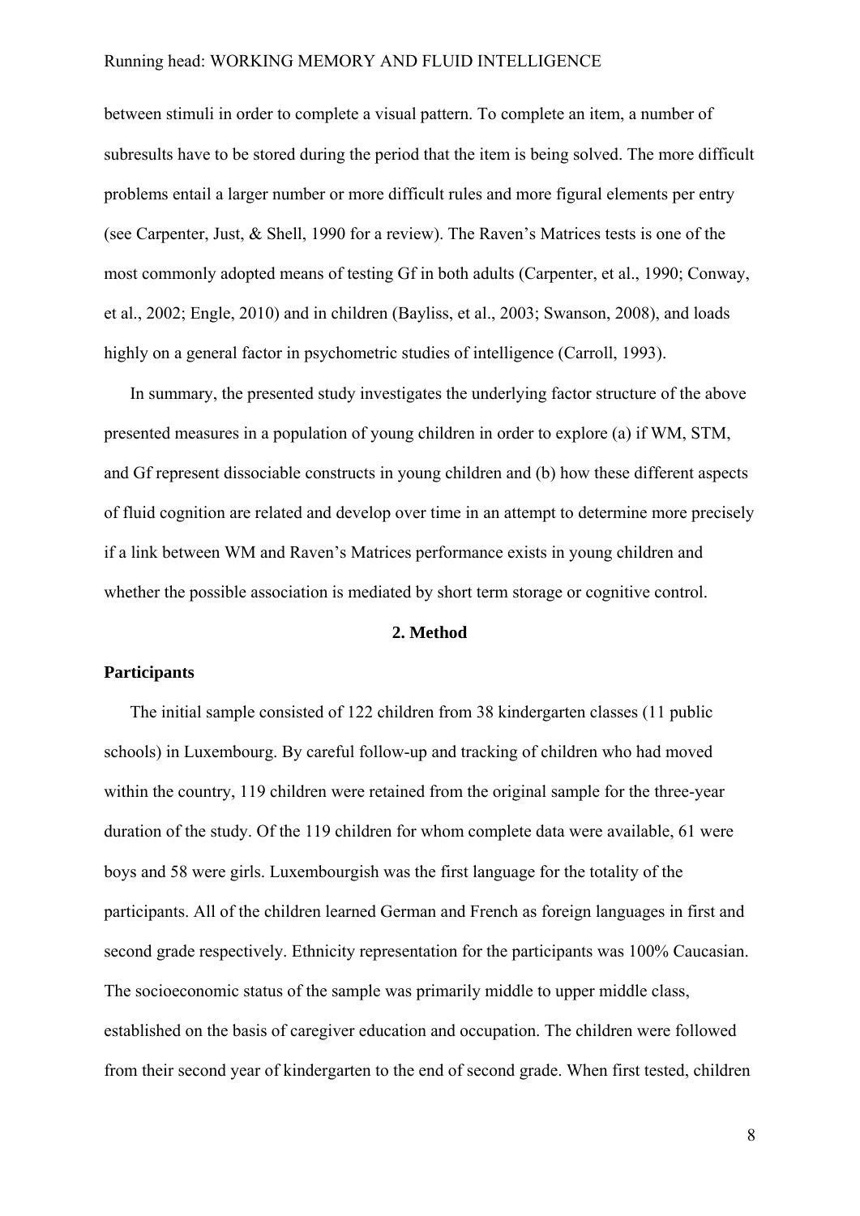between stimuli in order to complete a visual pattern. To complete an item, a number of subresults have to be stored during the period that the item is being solved. The more difficult problems entail a larger number or more difficult rules and more figural elements per entry (see Carpenter, Just, & Shell, 1990 for a review). The Raven's Matrices tests is one of the most commonly adopted means of testing Gf in both adults (Carpenter, et al., 1990; Conway, et al., 2002; Engle, 2010) and in children (Bayliss, et al., 2003; Swanson, 2008), and loads highly on a general factor in psychometric studies of intelligence (Carroll, 1993).

In summary, the presented study investigates the underlying factor structure of the above presented measures in a population of young children in order to explore (a) if WM, STM, and Gf represent dissociable constructs in young children and (b) how these different aspects of fluid cognition are related and develop over time in an attempt to determine more precisely if a link between WM and Raven's Matrices performance exists in young children and whether the possible association is mediated by short term storage or cognitive control.

## 2. Method

### Participants

The initial sample consisted of 122 children from 38 kindergarten classes (11 public schools) in Luxembourg. By careful follow-up and tracking of children who had moved within the country, 119 children were retained from the original sample for the three-year duration of the study. Of the 119 children for whom complete data were available, 61 were boys and 58 were girls. Luxembourgish was the first language for the totality of the participants. All of the children learned German and French as foreign languages in first and second grade respectively. Ethnicity representation for the participants was 100% Caucasian. The socioeconomic status of the sample was primarily middle to upper middle class, established on the basis of caregiver education and occupation. The children were followed from their second year of kindergarten to the end of second grade. When first tested, children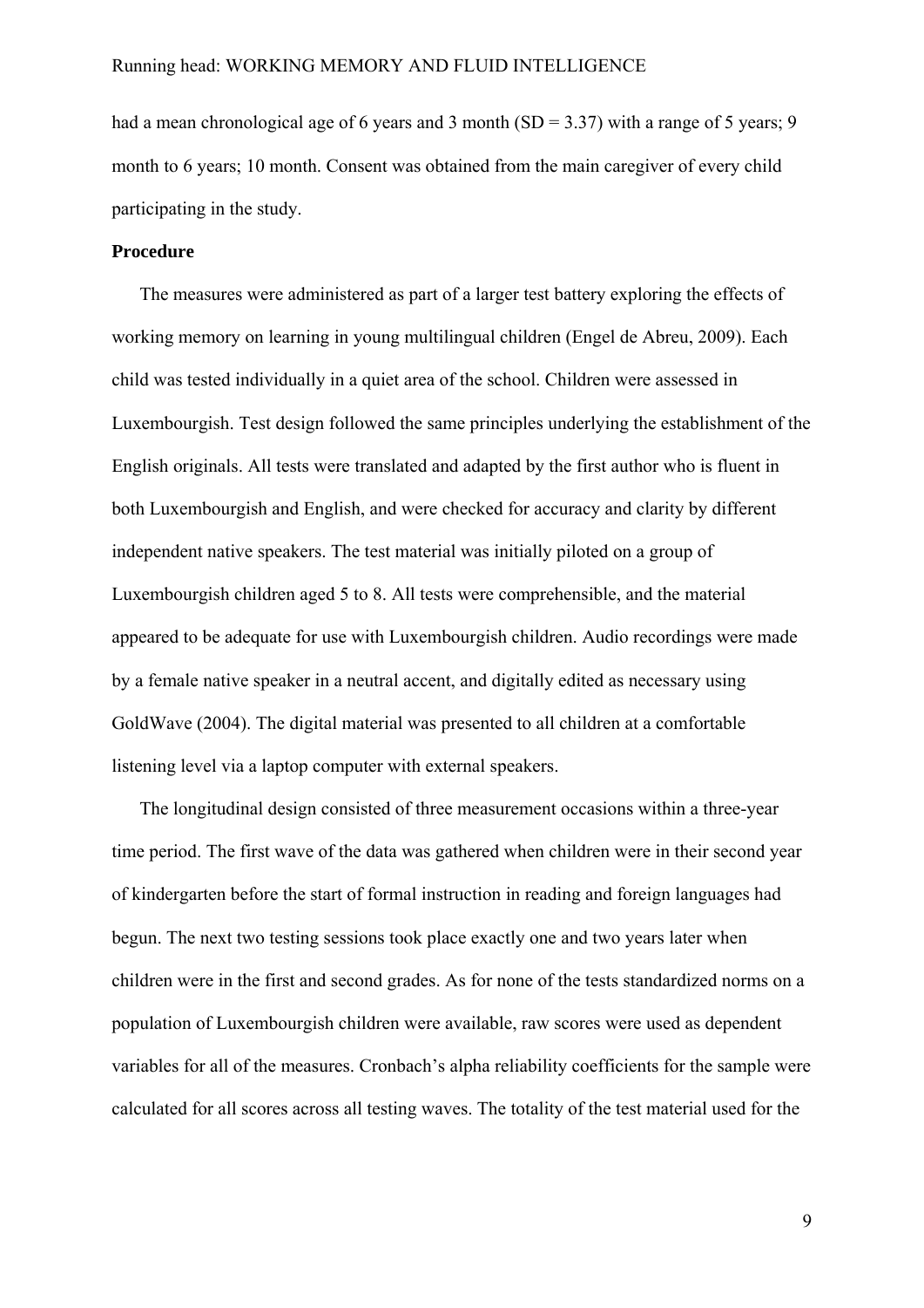had a mean chronological age of 6 years and 3 month (SD = 3.37) with a range of 5 years; 9 month to 6 years; 10 month. Consent was obtained from the main caregiver of every child participating in the study.

**Procedure**

The measures were administered as part of a larger test battery exploring the effects of working memory on learning in young multilingual children (Engel de Abreu, 2009). Each child was tested individually in a quiet area of the school. Children were assessed in Luxembourgish. Test design followed the same principles underlying the establishment of the English originals. All tests were translated and adapted by the first author who is fluent in both Luxembourgish and English, and were checked for accuracy and clarity by different independent native speakers. The test material was initially piloted on a group of Luxembourgish children aged 5 to 8. All tests were comprehensible, and the material appeared to be adequate for use with Luxembourgish children. Audio recordings were made by a female native speaker in a neutral accent, and digitally edited as necessary using GoldWave (2004). The digital material was presented to all children at a comfortable listening level via a laptop computer with external speakers.

The longitudinal design consisted of three measurement occasions within a three-year time period. The first wave of the data was gathered when children were in their second year of kindergarten before the start of formal instruction in reading and foreign languages had begun. The next two testing sessions took place exactly one and two years later when children were in the first and second grades. As for none of the tests standardized norms on a population of Luxembourgish children were available, raw scores were used as dependent variables for all of the measures. Cronbach's alpha reliability coefficients for the sample were calculated for all scores across all testing waves. The totality of the test material used for the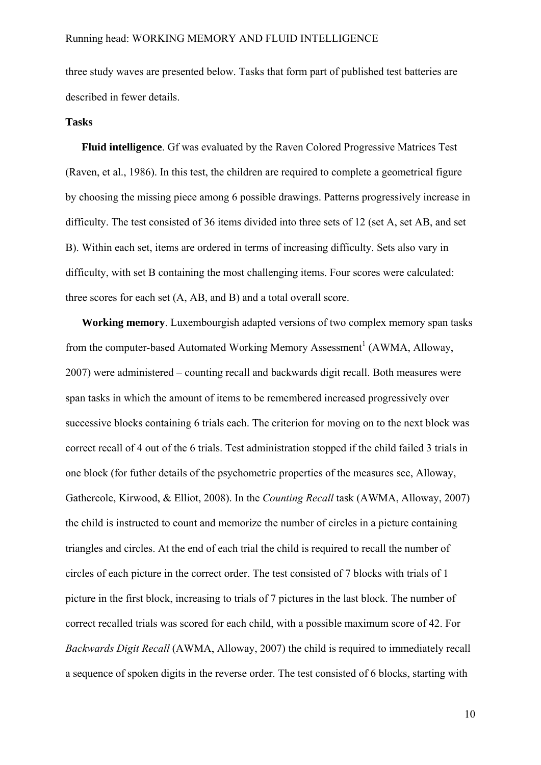three study waves are presented below. Tasks that form part of published test batteries are described in fewer details.

**Tasks**

**Fluid intelligence**. Gf was evaluated by the Raven Colored Progressive Matrices Test (Raven, et al., 1986). In this test, the children are required to complete a geometrical figure by choosing the missing piece among 6 possible drawings. Patterns progressively increase in difficulty. The test consisted of 36 items divided into three sets of 12 (set A, set AB, and set B). Within each set, items are ordered in terms of increasing difficulty. Sets also vary in difficulty, with set B containing the most challenging items. Four scores were calculated: three scores for each set (A, AB, and B) and a total overall score.

**Working memory**. Luxembourgish adapted versions of two complex memory span tasks from the computer-based Automated Working Memory Assessment[1] (AWMA, Alloway, 2007) were administered – counting recall and backwards digit recall. Both measures were span tasks in which the amount of items to be remembered increased progressively over successive blocks containing 6 trials each. The criterion for moving on to the next block was correct recall of 4 out of the 6 trials. Test administration stopped if the child failed 3 trials in one block (for futher details of the psychometric properties of the measures see, Alloway, Gathercole, Kirwood, & Elliot, 2008). In the *Counting Recall* task (AWMA, Alloway, 2007) the child is instructed to count and memorize the number of circles in a picture containing triangles and circles. At the end of each trial the child is required to recall the number of circles of each picture in the correct order. The test consisted of 7 blocks with trials of 1 picture in the first block, increasing to trials of 7 pictures in the last block. The number of correct recalled trials was scored for each child, with a possible maximum score of 42. For *Backwards Digit Recall* (AWMA, Alloway, 2007) the child is required to immediately recall a sequence of spoken digits in the reverse order. The test consisted of 6 blocks, starting with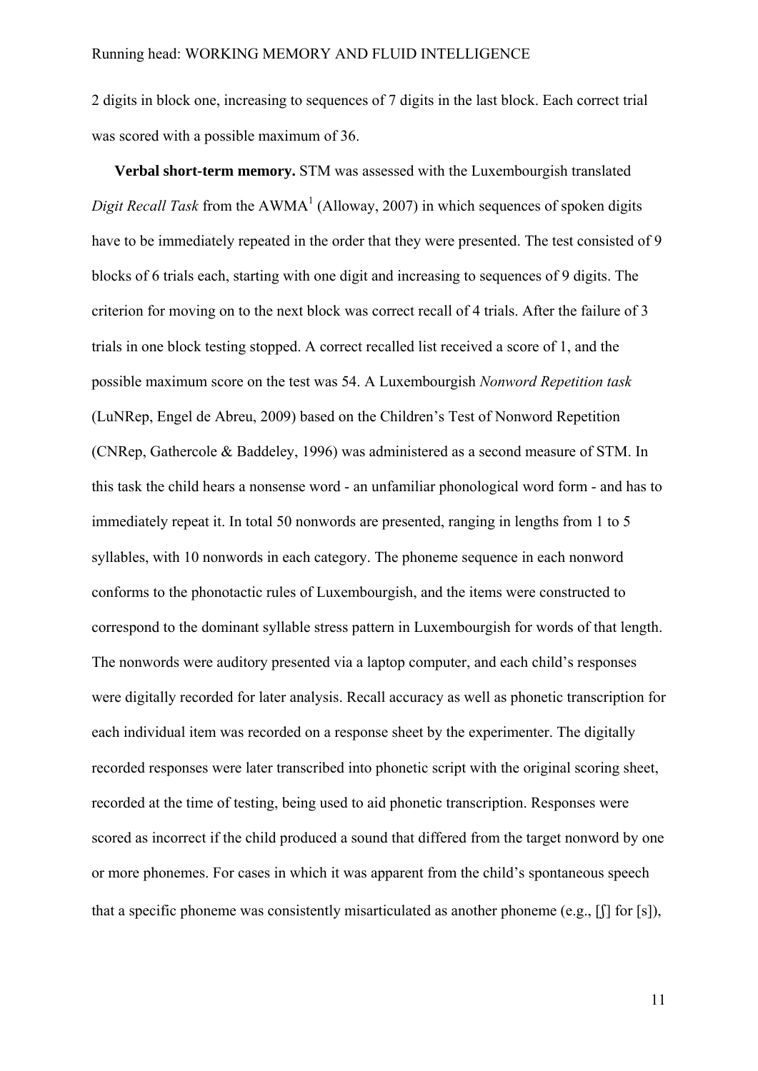2 digits in block one, increasing to sequences of 7 digits in the last block. Each correct trial was scored with a possible maximum of 36.

**Verbal short-term memory.** STM was assessed with the Luxembourgish translated *Digit Recall Task* from the AWMA[1] (Alloway, 2007) in which sequences of spoken digits have to be immediately repeated in the order that they were presented. The test consisted of 9 blocks of 6 trials each, starting with one digit and increasing to sequences of 9 digits. The criterion for moving on to the next block was correct recall of 4 trials. After the failure of 3 trials in one block testing stopped. A correct recalled list received a score of 1, and the possible maximum score on the test was 54. A Luxembourgish *Nonword Repetition task* (LuNRep, Engel de Abreu, 2009) based on the Children's Test of Nonword Repetition (CNRep, Gathercole & Baddeley, 1996) was administered as a second measure of STM. In this task the child hears a nonsense word - an unfamiliar phonological word form - and has to immediately repeat it. In total 50 nonwords are presented, ranging in lengths from 1 to 5 syllables, with 10 nonwords in each category. The phoneme sequence in each nonword conforms to the phonotactic rules of Luxembourgish, and the items were constructed to correspond to the dominant syllable stress pattern in Luxembourgish for words of that length. The nonwords were auditory presented via a laptop computer, and each child's responses were digitally recorded for later analysis. Recall accuracy as well as phonetic transcription for each individual item was recorded on a response sheet by the experimenter. The digitally recorded responses were later transcribed into phonetic script with the original scoring sheet, recorded at the time of testing, being used to aid phonetic transcription. Responses were scored as incorrect if the child produced a sound that differed from the target nonword by one or more phonemes. For cases in which it was apparent from the child's spontaneous speech that a specific phoneme was consistently misarticulated as another phoneme (e.g., [ʃ] for [s]),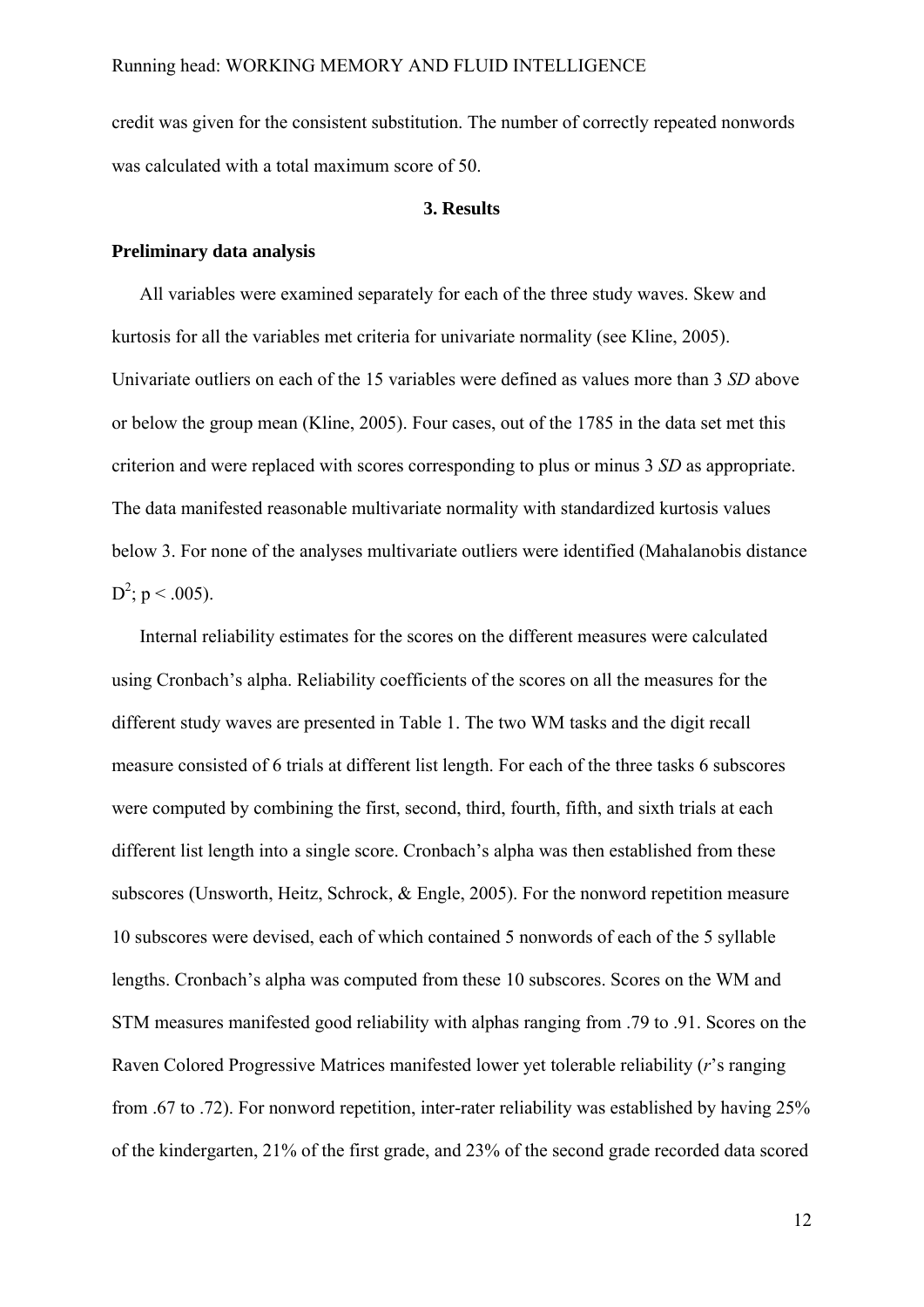credit was given for the consistent substitution. The number of correctly repeated nonwords was calculated with a total maximum score of 50.

## 3. Results

### Preliminary data analysis

All variables were examined separately for each of the three study waves. Skew and kurtosis for all the variables met criteria for univariate normality (see Kline, 2005). Univariate outliers on each of the 15 variables were defined as values more than 3 *SD* above or below the group mean (Kline, 2005). Four cases, out of the 1785 in the data set met this criterion and were replaced with scores corresponding to plus or minus 3 *SD* as appropriate. The data manifested reasonable multivariate normality with standardized kurtosis values below 3. For none of the analyses multivariate outliers were identified (Mahalanobis distance $D^2$; $p < .005$).

Internal reliability estimates for the scores on the different measures were calculated using Cronbach's alpha. Reliability coefficients of the scores on all the measures for the different study waves are presented in Table 1. The two WM tasks and the digit recall measure consisted of 6 trials at different list length. For each of the three tasks 6 subscores were computed by combining the first, second, third, fourth, fifth, and sixth trials at each different list length into a single score. Cronbach's alpha was then established from these subscores (Unsworth, Heitz, Schrock, & Engle, 2005). For the nonword repetition measure 10 subscores were devised, each of which contained 5 nonwords of each of the 5 syllable lengths. Cronbach's alpha was computed from these 10 subscores. Scores on the WM and STM measures manifested good reliability with alphas ranging from .79 to .91. Scores on the Raven Colored Progressive Matrices manifested lower yet tolerable reliability (*r*'s ranging from .67 to .72). For nonword repetition, inter-rater reliability was established by having 25% of the kindergarten, 21% of the first grade, and 23% of the second grade recorded data scored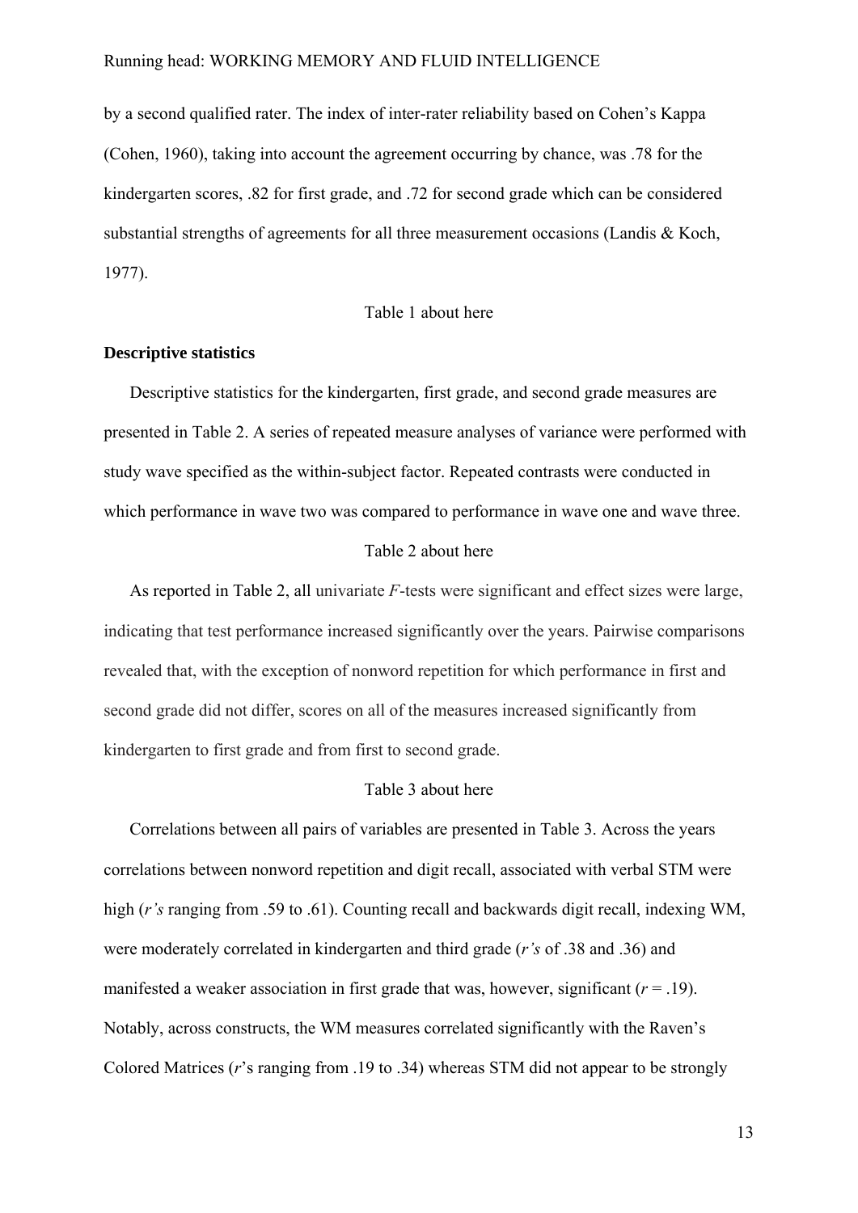by a second qualified rater. The index of inter-rater reliability based on Cohen's Kappa (Cohen, 1960), taking into account the agreement occurring by chance, was .78 for the kindergarten scores, .82 for first grade, and .72 for second grade which can be considered substantial strengths of agreements for all three measurement occasions (Landis & Koch, 1977).

Table 1 about here

**Descriptive statistics**

Descriptive statistics for the kindergarten, first grade, and second grade measures are presented in Table 2. A series of repeated measure analyses of variance were performed with study wave specified as the within-subject factor. Repeated contrasts were conducted in which performance in wave two was compared to performance in wave one and wave three.

Table 2 about here

As reported in Table 2, all univariate *F*-tests were significant and effect sizes were large, indicating that test performance increased significantly over the years. Pairwise comparisons revealed that, with the exception of nonword repetition for which performance in first and second grade did not differ, scores on all of the measures increased significantly from kindergarten to first grade and from first to second grade.

Table 3 about here

Correlations between all pairs of variables are presented in Table 3. Across the years correlations between nonword repetition and digit recall, associated with verbal STM were high (*r's* ranging from .59 to .61). Counting recall and backwards digit recall, indexing WM, were moderately correlated in kindergarten and third grade (*r's* of .38 and .36) and manifested a weaker association in first grade that was, however, significant ($r = .19$). Notably, across constructs, the WM measures correlated significantly with the Raven's Colored Matrices (*r*'s ranging from .19 to .34) whereas STM did not appear to be strongly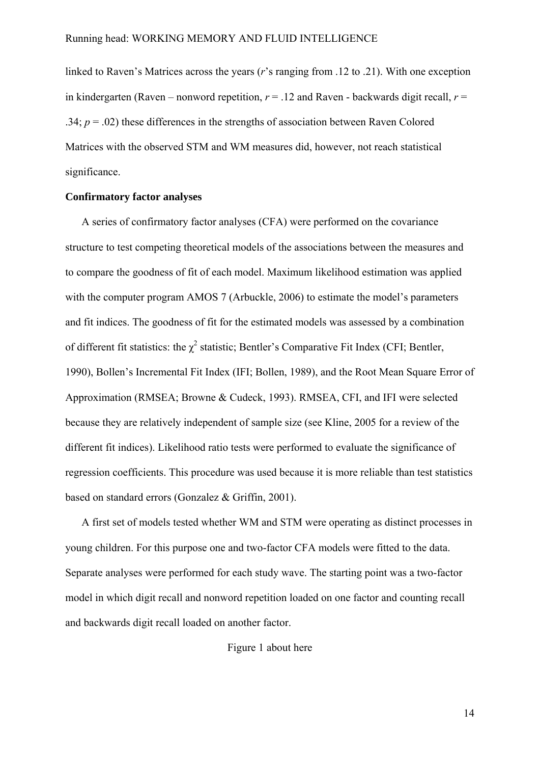linked to Raven's Matrices across the years (*r*'s ranging from .12 to .21). With one exception in kindergarten (Raven – nonword repetition, $r = .12$ and Raven - backwards digit recall, $r = .34$; $p = .02$) these differences in the strengths of association between Raven Colored Matrices with the observed STM and WM measures did, however, not reach statistical significance.

**Confirmatory factor analyses**

A series of confirmatory factor analyses (CFA) were performed on the covariance structure to test competing theoretical models of the associations between the measures and to compare the goodness of fit of each model. Maximum likelihood estimation was applied with the computer program AMOS 7 (Arbuckle, 2006) to estimate the model's parameters and fit indices. The goodness of fit for the estimated models was assessed by a combination of different fit statistics: the $\chi^2$ statistic; Bentler's Comparative Fit Index (CFI; Bentler, 1990), Bollen's Incremental Fit Index (IFI; Bollen, 1989), and the Root Mean Square Error of Approximation (RMSEA; Browne & Cudeck, 1993). RMSEA, CFI, and IFI were selected because they are relatively independent of sample size (see Kline, 2005 for a review of the different fit indices). Likelihood ratio tests were performed to evaluate the significance of regression coefficients. This procedure was used because it is more reliable than test statistics based on standard errors (Gonzalez & Griffin, 2001).

A first set of models tested whether WM and STM were operating as distinct processes in young children. For this purpose one and two-factor CFA models were fitted to the data. Separate analyses were performed for each study wave. The starting point was a two-factor model in which digit recall and nonword repetition loaded on one factor and counting recall and backwards digit recall loaded on another factor.

Figure 1 about here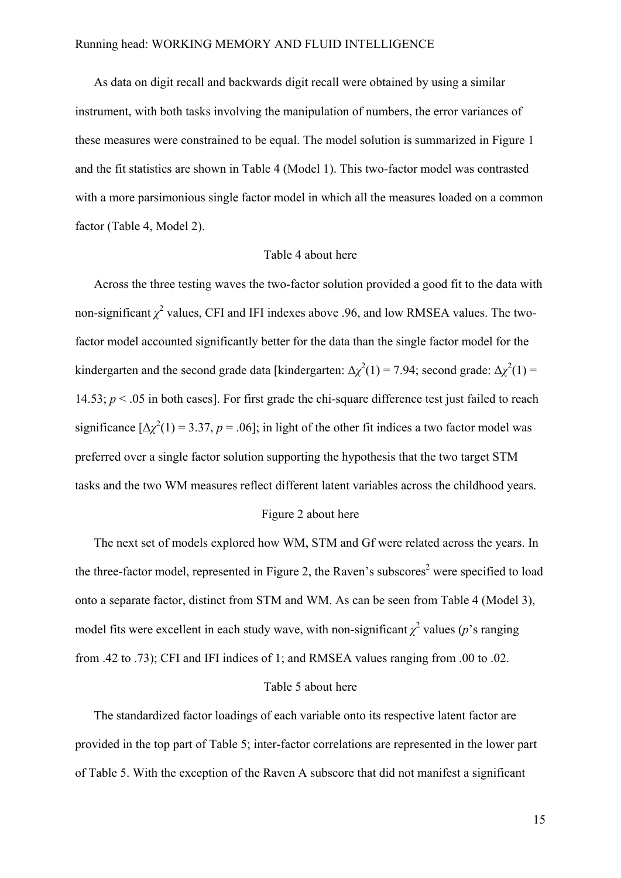As data on digit recall and backwards digit recall were obtained by using a similar instrument, with both tasks involving the manipulation of numbers, the error variances of these measures were constrained to be equal. The model solution is summarized in Figure 1 and the fit statistics are shown in Table 4 (Model 1). This two-factor model was contrasted with a more parsimonious single factor model in which all the measures loaded on a common factor (Table 4, Model 2).

Table 4 about here

Across the three testing waves the two-factor solution provided a good fit to the data with non-significant $\chi^2$ values, CFI and IFI indexes above .96, and low RMSEA values. The two-factor model accounted significantly better for the data than the single factor model for the kindergarten and the second grade data [kindergarten: $\Delta\chi^2(1) = 7.94$; second grade: $\Delta\chi^2(1) = 14.53$; $p < .05$ in both cases]. For first grade the chi-square difference test just failed to reach significance [$\Delta\chi^2(1) = 3.37$, $p = .06$]; in light of the other fit indices a two factor model was preferred over a single factor solution supporting the hypothesis that the two target STM tasks and the two WM measures reflect different latent variables across the childhood years.

Figure 2 about here

The next set of models explored how WM, STM and Gf were related across the years. In the three-factor model, represented in Figure 2, the Raven's subscores[2] were specified to load onto a separate factor, distinct from STM and WM. As can be seen from Table 4 (Model 3), model fits were excellent in each study wave, with non-significant $\chi^2$ values ($p$'s ranging from .42 to .73); CFI and IFI indices of 1; and RMSEA values ranging from .00 to .02.

Table 5 about here

The standardized factor loadings of each variable onto its respective latent factor are provided in the top part of Table 5; inter-factor correlations are represented in the lower part of Table 5. With the exception of the Raven A subscore that did not manifest a significant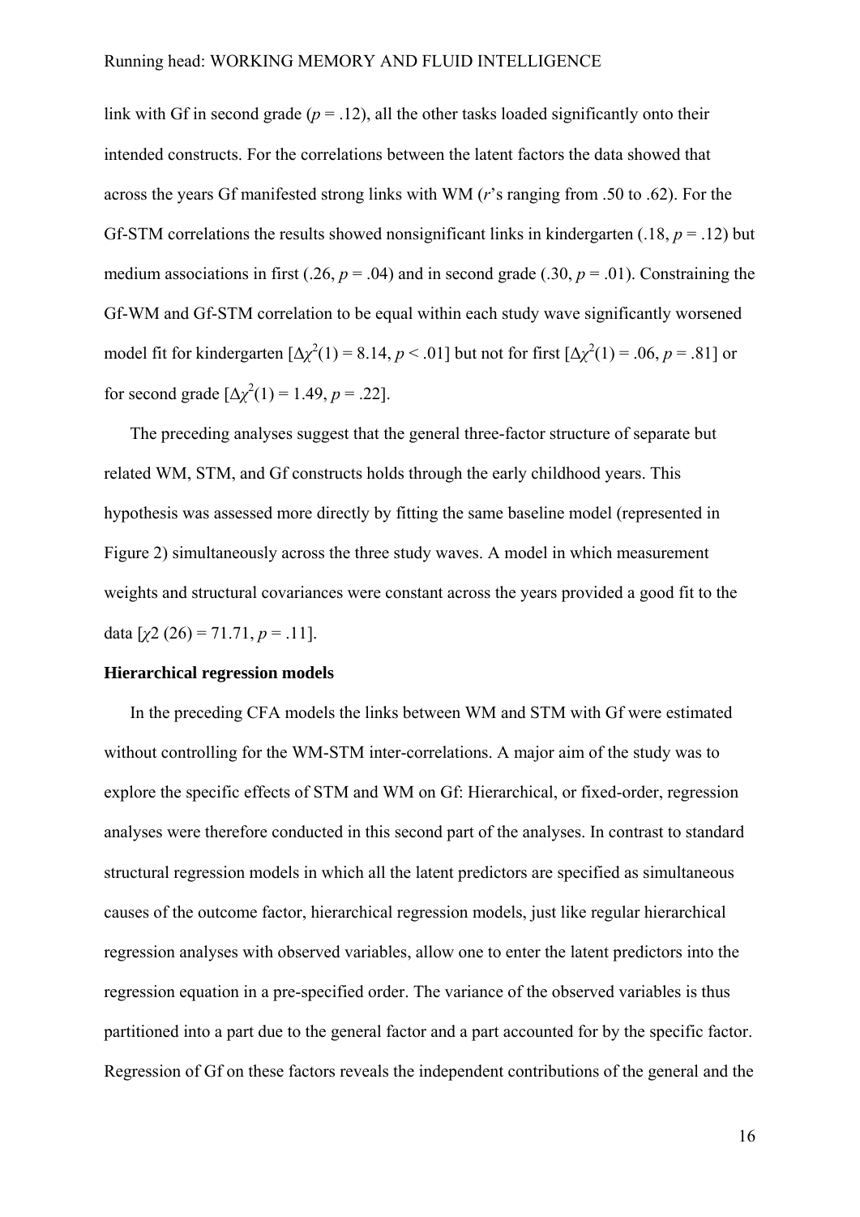link with Gf in second grade ($p = .12$), all the other tasks loaded significantly onto their intended constructs. For the correlations between the latent factors the data showed that across the years Gf manifested strong links with WM ($r$'s ranging from .50 to .62). For the Gf-STM correlations the results showed nonsignificant links in kindergarten (.18, $p = .12$) but medium associations in first (.26, $p = .04$) and in second grade (.30, $p = .01$). Constraining the Gf-WM and Gf-STM correlation to be equal within each study wave significantly worsened model fit for kindergarten [$\Delta\chi^2(1) = 8.14$, $p < .01$] but not for first [$\Delta\chi^2(1) = .06$, $p = .81$] or for second grade [$\Delta\chi^2(1) = 1.49$, $p = .22$].

The preceding analyses suggest that the general three-factor structure of separate but related WM, STM, and Gf constructs holds through the early childhood years. This hypothesis was assessed more directly by fitting the same baseline model (represented in Figure 2) simultaneously across the three study waves. A model in which measurement weights and structural covariances were constant across the years provided a good fit to the data [$\chi2\ (26) = 71.71$, $p = .11$].

**Hierarchical regression models**

In the preceding CFA models the links between WM and STM with Gf were estimated without controlling for the WM-STM inter-correlations. A major aim of the study was to explore the specific effects of STM and WM on Gf: Hierarchical, or fixed-order, regression analyses were therefore conducted in this second part of the analyses. In contrast to standard structural regression models in which all the latent predictors are specified as simultaneous causes of the outcome factor, hierarchical regression models, just like regular hierarchical regression analyses with observed variables, allow one to enter the latent predictors into the regression equation in a pre-specified order. The variance of the observed variables is thus partitioned into a part due to the general factor and a part accounted for by the specific factor. Regression of Gf on these factors reveals the independent contributions of the general and the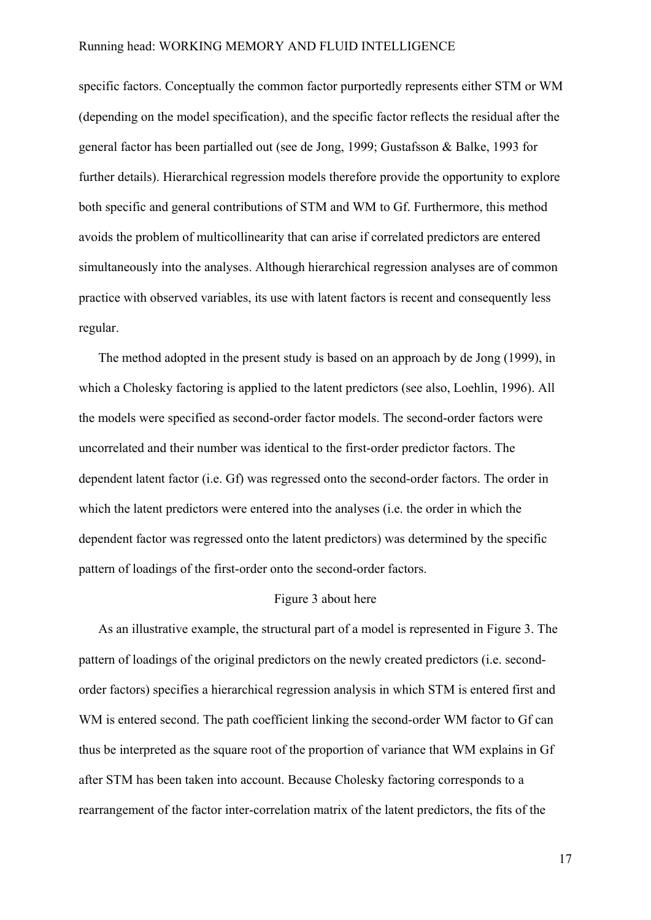specific factors. Conceptually the common factor purportedly represents either STM or WM (depending on the model specification), and the specific factor reflects the residual after the general factor has been partialled out (see de Jong, 1999; Gustafsson & Balke, 1993 for further details). Hierarchical regression models therefore provide the opportunity to explore both specific and general contributions of STM and WM to Gf. Furthermore, this method avoids the problem of multicollinearity that can arise if correlated predictors are entered simultaneously into the analyses. Although hierarchical regression analyses are of common practice with observed variables, its use with latent factors is recent and consequently less regular.

The method adopted in the present study is based on an approach by de Jong (1999), in which a Cholesky factoring is applied to the latent predictors (see also, Loehlin, 1996). All the models were specified as second-order factor models. The second-order factors were uncorrelated and their number was identical to the first-order predictor factors. The dependent latent factor (i.e. Gf) was regressed onto the second-order factors. The order in which the latent predictors were entered into the analyses (i.e. the order in which the dependent factor was regressed onto the latent predictors) was determined by the specific pattern of loadings of the first-order onto the second-order factors.

Figure 3 about here

As an illustrative example, the structural part of a model is represented in Figure 3. The pattern of loadings of the original predictors on the newly created predictors (i.e. second-order factors) specifies a hierarchical regression analysis in which STM is entered first and WM is entered second. The path coefficient linking the second-order WM factor to Gf can thus be interpreted as the square root of the proportion of variance that WM explains in Gf after STM has been taken into account. Because Cholesky factoring corresponds to a rearrangement of the factor inter-correlation matrix of the latent predictors, the fits of the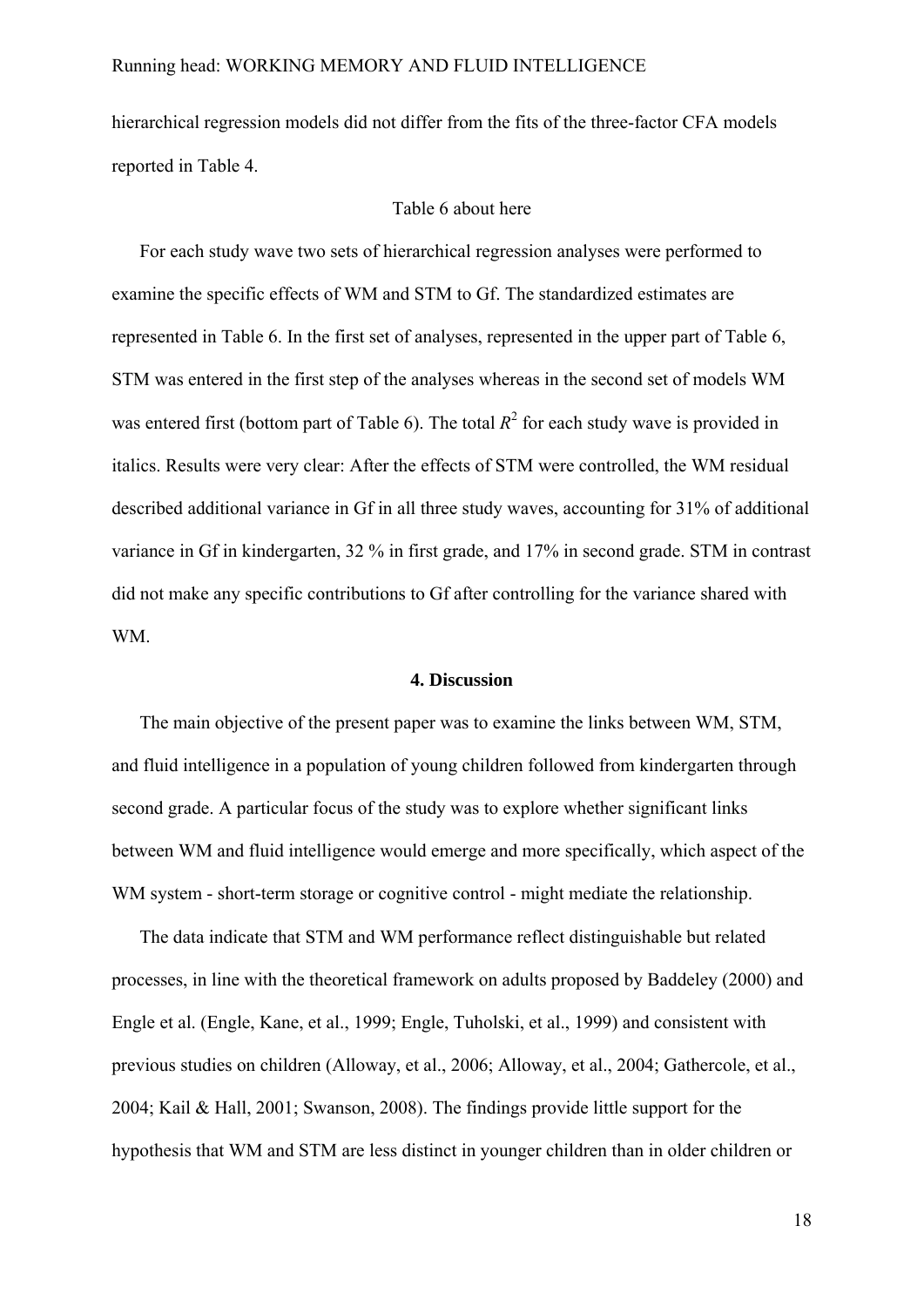hierarchical regression models did not differ from the fits of the three-factor CFA models reported in Table 4.

Table 6 about here

For each study wave two sets of hierarchical regression analyses were performed to examine the specific effects of WM and STM to Gf. The standardized estimates are represented in Table 6. In the first set of analyses, represented in the upper part of Table 6, STM was entered in the first step of the analyses whereas in the second set of models WM was entered first (bottom part of Table 6). The total $R^2$ for each study wave is provided in italics. Results were very clear: After the effects of STM were controlled, the WM residual described additional variance in Gf in all three study waves, accounting for 31% of additional variance in Gf in kindergarten, 32 % in first grade, and 17% in second grade. STM in contrast did not make any specific contributions to Gf after controlling for the variance shared with WM.

## 4. Discussion

The main objective of the present paper was to examine the links between WM, STM, and fluid intelligence in a population of young children followed from kindergarten through second grade. A particular focus of the study was to explore whether significant links between WM and fluid intelligence would emerge and more specifically, which aspect of the WM system - short-term storage or cognitive control - might mediate the relationship.

The data indicate that STM and WM performance reflect distinguishable but related processes, in line with the theoretical framework on adults proposed by Baddeley (2000) and Engle et al. (Engle, Kane, et al., 1999; Engle, Tuholski, et al., 1999) and consistent with previous studies on children (Alloway, et al., 2006; Alloway, et al., 2004; Gathercole, et al., 2004; Kail & Hall, 2001; Swanson, 2008). The findings provide little support for the hypothesis that WM and STM are less distinct in younger children than in older children or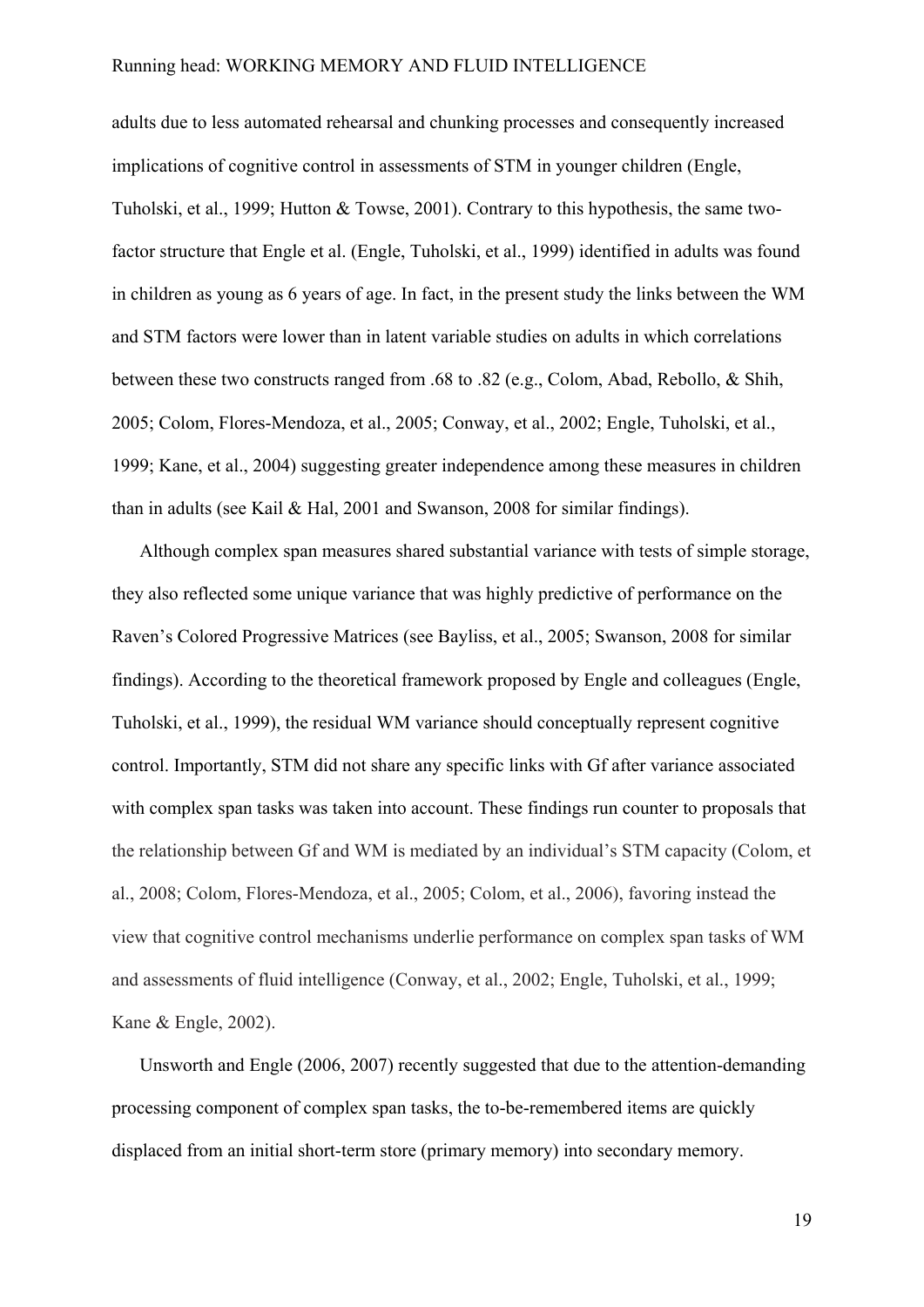adults due to less automated rehearsal and chunking processes and consequently increased implications of cognitive control in assessments of STM in younger children (Engle, Tuholski, et al., 1999; Hutton & Towse, 2001). Contrary to this hypothesis, the same two-factor structure that Engle et al. (Engle, Tuholski, et al., 1999) identified in adults was found in children as young as 6 years of age. In fact, in the present study the links between the WM and STM factors were lower than in latent variable studies on adults in which correlations between these two constructs ranged from .68 to .82 (e.g., Colom, Abad, Rebollo, & Shih, 2005; Colom, Flores-Mendoza, et al., 2005; Conway, et al., 2002; Engle, Tuholski, et al., 1999; Kane, et al., 2004) suggesting greater independence among these measures in children than in adults (see Kail & Hal, 2001 and Swanson, 2008 for similar findings).

Although complex span measures shared substantial variance with tests of simple storage, they also reflected some unique variance that was highly predictive of performance on the Raven's Colored Progressive Matrices (see Bayliss, et al., 2005; Swanson, 2008 for similar findings). According to the theoretical framework proposed by Engle and colleagues (Engle, Tuholski, et al., 1999), the residual WM variance should conceptually represent cognitive control. Importantly, STM did not share any specific links with Gf after variance associated with complex span tasks was taken into account. These findings run counter to proposals that the relationship between Gf and WM is mediated by an individual's STM capacity (Colom, et al., 2008; Colom, Flores-Mendoza, et al., 2005; Colom, et al., 2006), favoring instead the view that cognitive control mechanisms underlie performance on complex span tasks of WM and assessments of fluid intelligence (Conway, et al., 2002; Engle, Tuholski, et al., 1999; Kane & Engle, 2002).

Unsworth and Engle (2006, 2007) recently suggested that due to the attention-demanding processing component of complex span tasks, the to-be-remembered items are quickly displaced from an initial short-term store (primary memory) into secondary memory.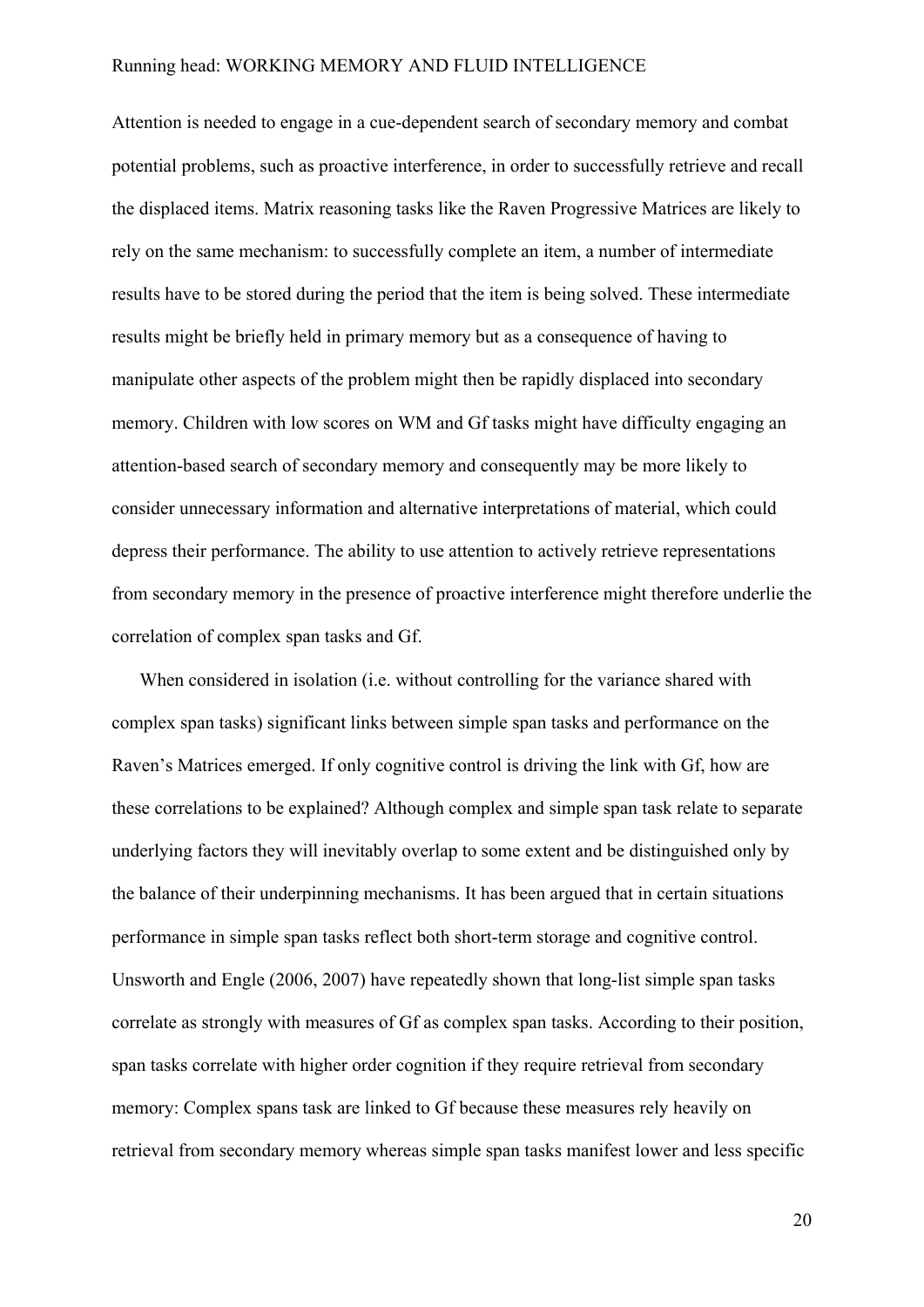Attention is needed to engage in a cue-dependent search of secondary memory and combat potential problems, such as proactive interference, in order to successfully retrieve and recall the displaced items. Matrix reasoning tasks like the Raven Progressive Matrices are likely to rely on the same mechanism: to successfully complete an item, a number of intermediate results have to be stored during the period that the item is being solved. These intermediate results might be briefly held in primary memory but as a consequence of having to manipulate other aspects of the problem might then be rapidly displaced into secondary memory. Children with low scores on WM and Gf tasks might have difficulty engaging an attention-based search of secondary memory and consequently may be more likely to consider unnecessary information and alternative interpretations of material, which could depress their performance. The ability to use attention to actively retrieve representations from secondary memory in the presence of proactive interference might therefore underlie the correlation of complex span tasks and Gf.

When considered in isolation (i.e. without controlling for the variance shared with complex span tasks) significant links between simple span tasks and performance on the Raven's Matrices emerged. If only cognitive control is driving the link with Gf, how are these correlations to be explained? Although complex and simple span task relate to separate underlying factors they will inevitably overlap to some extent and be distinguished only by the balance of their underpinning mechanisms. It has been argued that in certain situations performance in simple span tasks reflect both short-term storage and cognitive control. Unsworth and Engle (2006, 2007) have repeatedly shown that long-list simple span tasks correlate as strongly with measures of Gf as complex span tasks. According to their position, span tasks correlate with higher order cognition if they require retrieval from secondary memory: Complex spans task are linked to Gf because these measures rely heavily on retrieval from secondary memory whereas simple span tasks manifest lower and less specific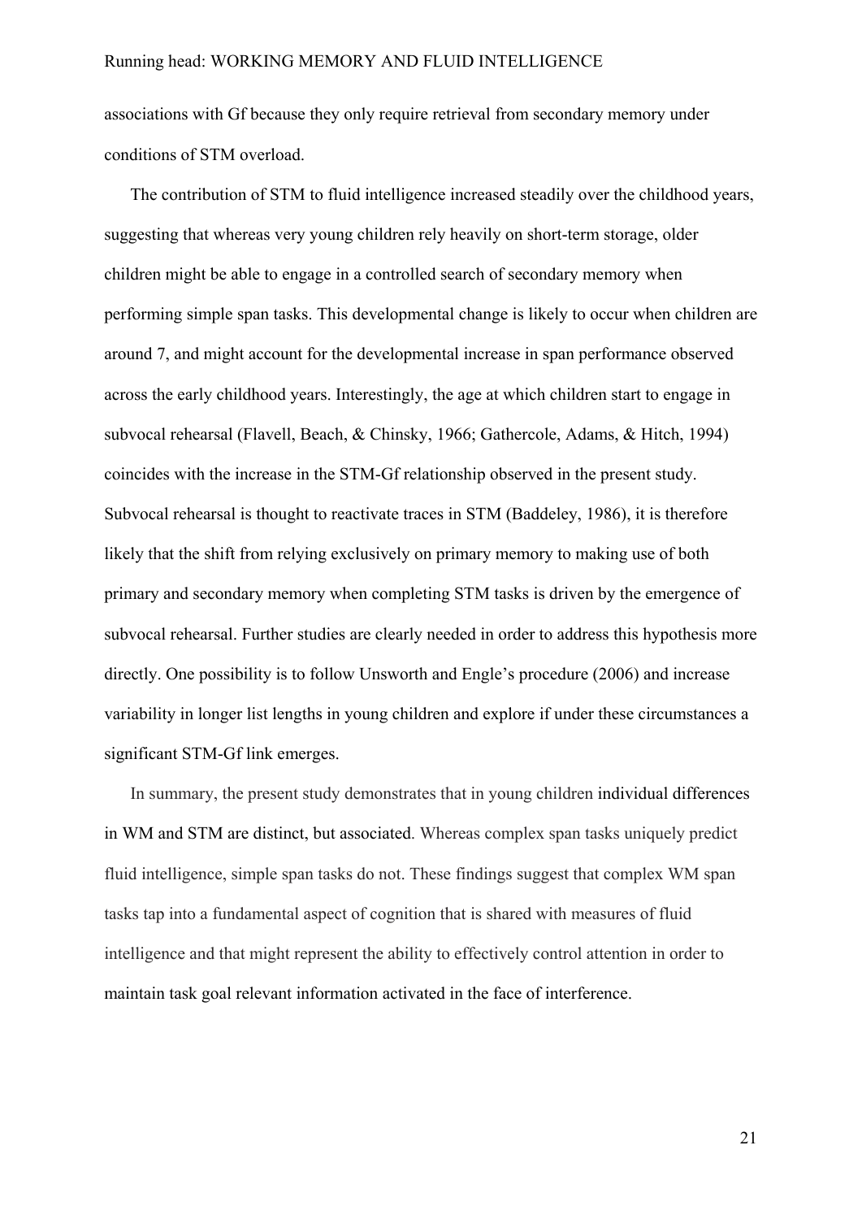associations with Gf because they only require retrieval from secondary memory under conditions of STM overload.

The contribution of STM to fluid intelligence increased steadily over the childhood years, suggesting that whereas very young children rely heavily on short-term storage, older children might be able to engage in a controlled search of secondary memory when performing simple span tasks. This developmental change is likely to occur when children are around 7, and might account for the developmental increase in span performance observed across the early childhood years. Interestingly, the age at which children start to engage in subvocal rehearsal (Flavell, Beach, & Chinsky, 1966; Gathercole, Adams, & Hitch, 1994) coincides with the increase in the STM-Gf relationship observed in the present study. Subvocal rehearsal is thought to reactivate traces in STM (Baddeley, 1986), it is therefore likely that the shift from relying exclusively on primary memory to making use of both primary and secondary memory when completing STM tasks is driven by the emergence of subvocal rehearsal. Further studies are clearly needed in order to address this hypothesis more directly. One possibility is to follow Unsworth and Engle's procedure (2006) and increase variability in longer list lengths in young children and explore if under these circumstances a significant STM-Gf link emerges.

In summary, the present study demonstrates that in young children individual differences in WM and STM are distinct, but associated. Whereas complex span tasks uniquely predict fluid intelligence, simple span tasks do not. These findings suggest that complex WM span tasks tap into a fundamental aspect of cognition that is shared with measures of fluid intelligence and that might represent the ability to effectively control attention in order to maintain task goal relevant information activated in the face of interference.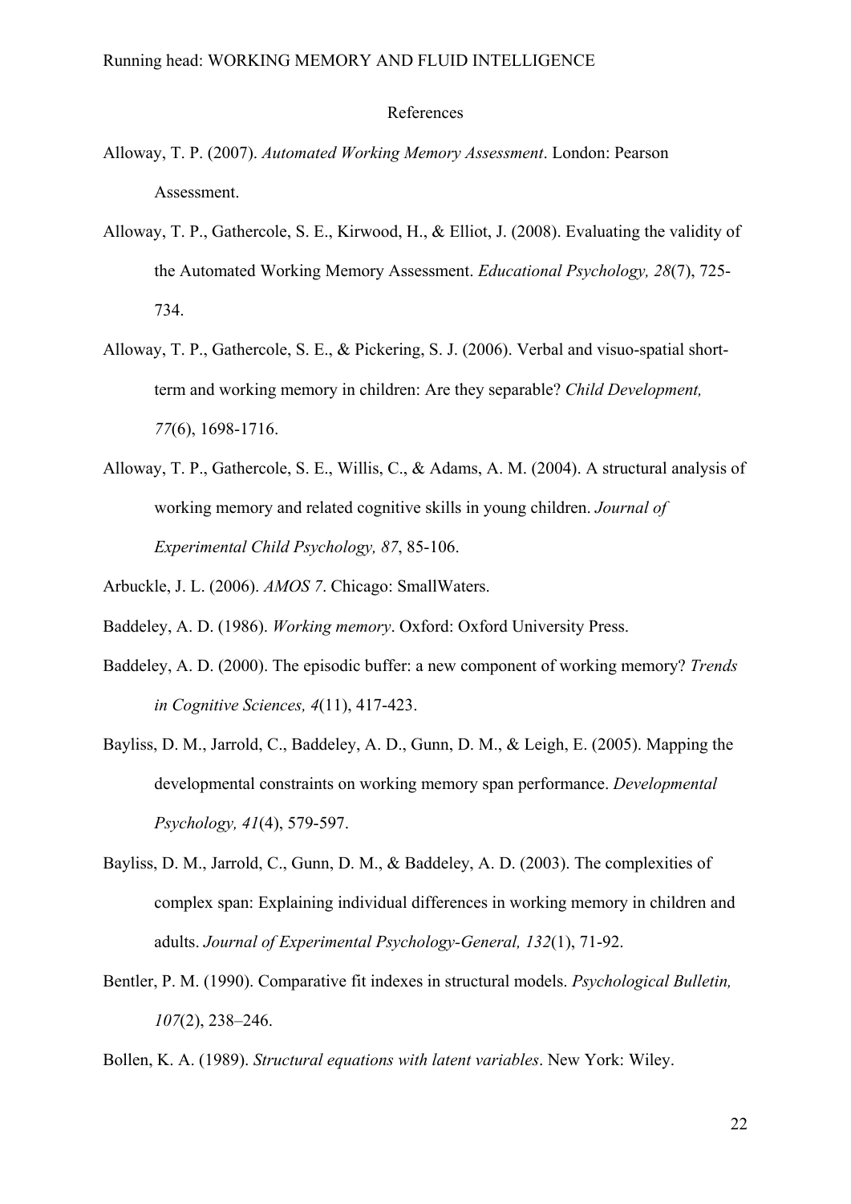# References

Alloway, T. P. (2007). *Automated Working Memory Assessment*. London: Pearson Assessment.

Alloway, T. P., Gathercole, S. E., Kirwood, H., & Elliot, J. (2008). Evaluating the validity of the Automated Working Memory Assessment. *Educational Psychology, 28*(7), 725-734.

Alloway, T. P., Gathercole, S. E., & Pickering, S. J. (2006). Verbal and visuo-spatial short-term and working memory in children: Are they separable? *Child Development, 77*(6), 1698-1716.

Alloway, T. P., Gathercole, S. E., Willis, C., & Adams, A. M. (2004). A structural analysis of working memory and related cognitive skills in young children. *Journal of Experimental Child Psychology, 87*, 85-106.

Arbuckle, J. L. (2006). *AMOS 7*. Chicago: SmallWaters.

Baddeley, A. D. (1986). *Working memory*. Oxford: Oxford University Press.

Baddeley, A. D. (2000). The episodic buffer: a new component of working memory? *Trends in Cognitive Sciences, 4*(11), 417-423.

Bayliss, D. M., Jarrold, C., Baddeley, A. D., Gunn, D. M., & Leigh, E. (2005). Mapping the developmental constraints on working memory span performance. *Developmental Psychology, 41*(4), 579-597.

Bayliss, D. M., Jarrold, C., Gunn, D. M., & Baddeley, A. D. (2003). The complexities of complex span: Explaining individual differences in working memory in children and adults. *Journal of Experimental Psychology-General, 132*(1), 71-92.

Bentler, P. M. (1990). Comparative fit indexes in structural models. *Psychological Bulletin, 107*(2), 238–246.

Bollen, K. A. (1989). *Structural equations with latent variables*. New York: Wiley.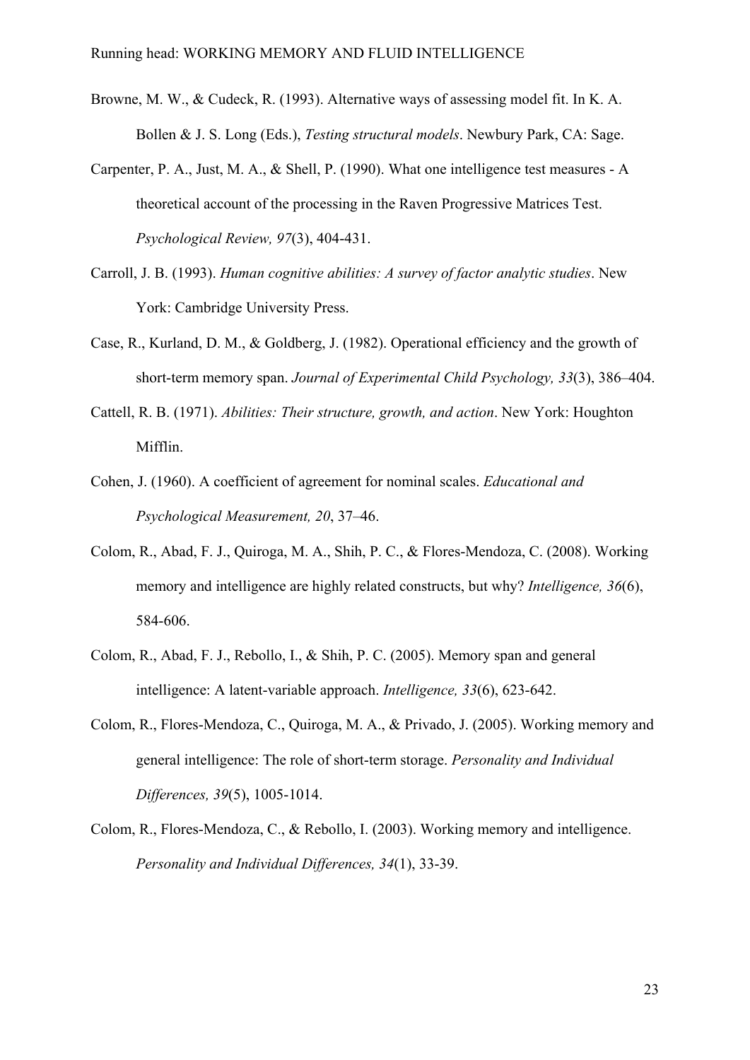Browne, M. W., & Cudeck, R. (1993). Alternative ways of assessing model fit. In K. A. Bollen & J. S. Long (Eds.), *Testing structural models*. Newbury Park, CA: Sage.

Carpenter, P. A., Just, M. A., & Shell, P. (1990). What one intelligence test measures - A theoretical account of the processing in the Raven Progressive Matrices Test. *Psychological Review, 97*(3), 404-431.

Carroll, J. B. (1993). *Human cognitive abilities: A survey of factor analytic studies*. New York: Cambridge University Press.

Case, R., Kurland, D. M., & Goldberg, J. (1982). Operational efficiency and the growth of short-term memory span. *Journal of Experimental Child Psychology, 33*(3), 386–404.

Cattell, R. B. (1971). *Abilities: Their structure, growth, and action*. New York: Houghton Mifflin.

Cohen, J. (1960). A coefficient of agreement for nominal scales. *Educational and Psychological Measurement, 20*, 37–46.

Colom, R., Abad, F. J., Quiroga, M. A., Shih, P. C., & Flores-Mendoza, C. (2008). Working memory and intelligence are highly related constructs, but why? *Intelligence, 36*(6), 584-606.

Colom, R., Abad, F. J., Rebollo, I., & Shih, P. C. (2005). Memory span and general intelligence: A latent-variable approach. *Intelligence, 33*(6), 623-642.

Colom, R., Flores-Mendoza, C., Quiroga, M. A., & Privado, J. (2005). Working memory and general intelligence: The role of short-term storage. *Personality and Individual Differences, 39*(5), 1005-1014.

Colom, R., Flores-Mendoza, C., & Rebollo, I. (2003). Working memory and intelligence. *Personality and Individual Differences, 34*(1), 33-39.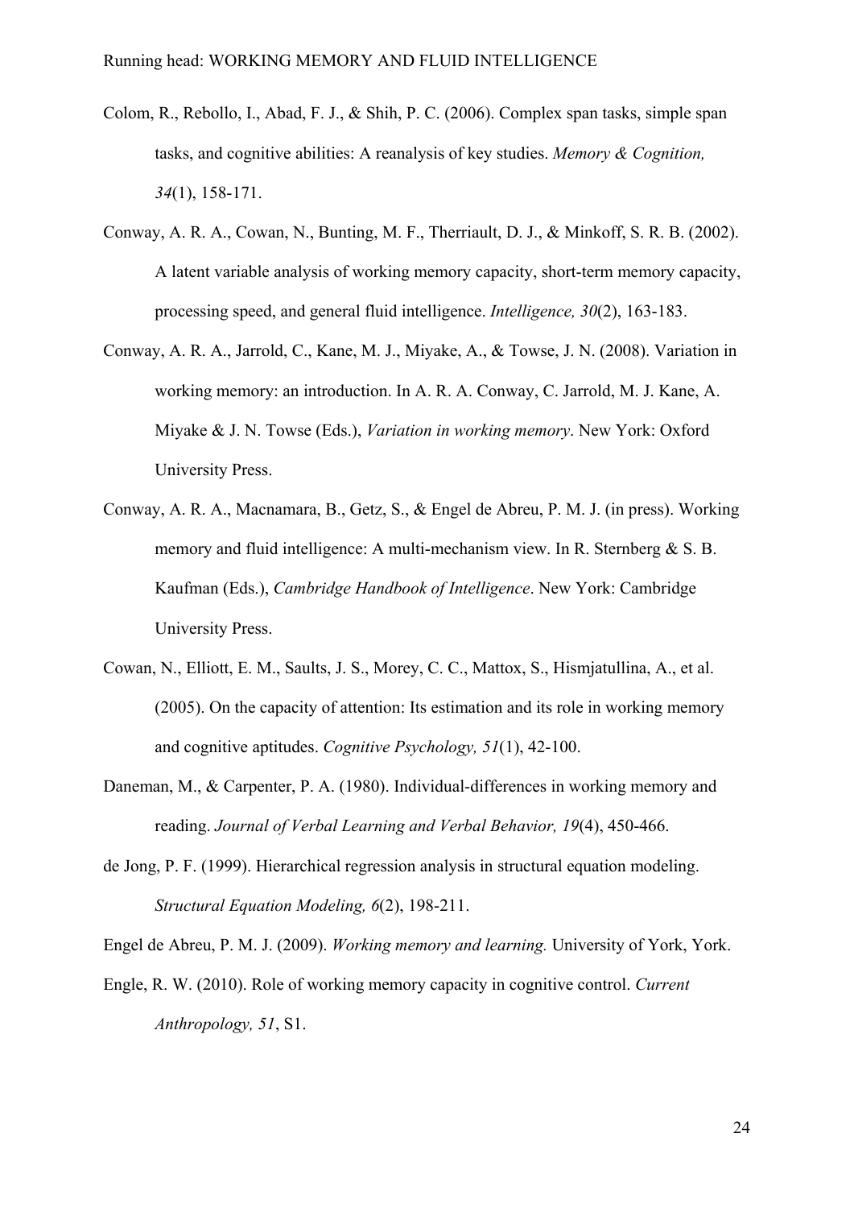Colom, R., Rebollo, I., Abad, F. J., & Shih, P. C. (2006). Complex span tasks, simple span tasks, and cognitive abilities: A reanalysis of key studies. *Memory & Cognition, 34*(1), 158-171.

Conway, A. R. A., Cowan, N., Bunting, M. F., Therriault, D. J., & Minkoff, S. R. B. (2002). A latent variable analysis of working memory capacity, short-term memory capacity, processing speed, and general fluid intelligence. *Intelligence, 30*(2), 163-183.

Conway, A. R. A., Jarrold, C., Kane, M. J., Miyake, A., & Towse, J. N. (2008). Variation in working memory: an introduction. In A. R. A. Conway, C. Jarrold, M. J. Kane, A. Miyake & J. N. Towse (Eds.), *Variation in working memory*. New York: Oxford University Press.

Conway, A. R. A., Macnamara, B., Getz, S., & Engel de Abreu, P. M. J. (in press). Working memory and fluid intelligence: A multi-mechanism view. In R. Sternberg & S. B. Kaufman (Eds.), *Cambridge Handbook of Intelligence*. New York: Cambridge University Press.

Cowan, N., Elliott, E. M., Saults, J. S., Morey, C. C., Mattox, S., Hismjatullina, A., et al. (2005). On the capacity of attention: Its estimation and its role in working memory and cognitive aptitudes. *Cognitive Psychology, 51*(1), 42-100.

Daneman, M., & Carpenter, P. A. (1980). Individual-differences in working memory and reading. *Journal of Verbal Learning and Verbal Behavior, 19*(4), 450-466.

de Jong, P. F. (1999). Hierarchical regression analysis in structural equation modeling. *Structural Equation Modeling, 6*(2), 198-211.

Engel de Abreu, P. M. J. (2009). *Working memory and learning.* University of York, York.

Engle, R. W. (2010). Role of working memory capacity in cognitive control. *Current Anthropology, 51*, S1.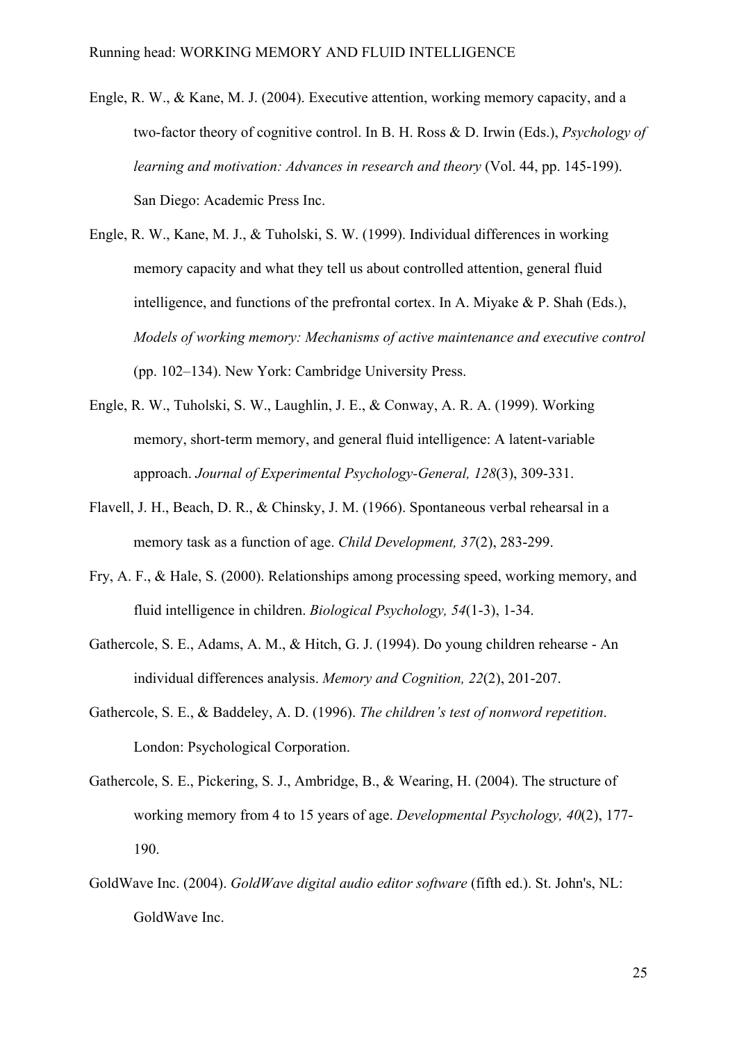Engle, R. W., & Kane, M. J. (2004). Executive attention, working memory capacity, and a two-factor theory of cognitive control. In B. H. Ross & D. Irwin (Eds.), *Psychology of learning and motivation: Advances in research and theory* (Vol. 44, pp. 145-199). San Diego: Academic Press Inc.

Engle, R. W., Kane, M. J., & Tuholski, S. W. (1999). Individual differences in working memory capacity and what they tell us about controlled attention, general fluid intelligence, and functions of the prefrontal cortex. In A. Miyake & P. Shah (Eds.), *Models of working memory: Mechanisms of active maintenance and executive control* (pp. 102–134). New York: Cambridge University Press.

Engle, R. W., Tuholski, S. W., Laughlin, J. E., & Conway, A. R. A. (1999). Working memory, short-term memory, and general fluid intelligence: A latent-variable approach. *Journal of Experimental Psychology-General, 128*(3), 309-331.

Flavell, J. H., Beach, D. R., & Chinsky, J. M. (1966). Spontaneous verbal rehearsal in a memory task as a function of age. *Child Development, 37*(2), 283-299.

Fry, A. F., & Hale, S. (2000). Relationships among processing speed, working memory, and fluid intelligence in children. *Biological Psychology, 54*(1-3), 1-34.

Gathercole, S. E., Adams, A. M., & Hitch, G. J. (1994). Do young children rehearse - An individual differences analysis. *Memory and Cognition, 22*(2), 201-207.

Gathercole, S. E., & Baddeley, A. D. (1996). *The children's test of nonword repetition*. London: Psychological Corporation.

Gathercole, S. E., Pickering, S. J., Ambridge, B., & Wearing, H. (2004). The structure of working memory from 4 to 15 years of age. *Developmental Psychology, 40*(2), 177-190.

GoldWave Inc. (2004). *GoldWave digital audio editor software* (fifth ed.). St. John's, NL: GoldWave Inc.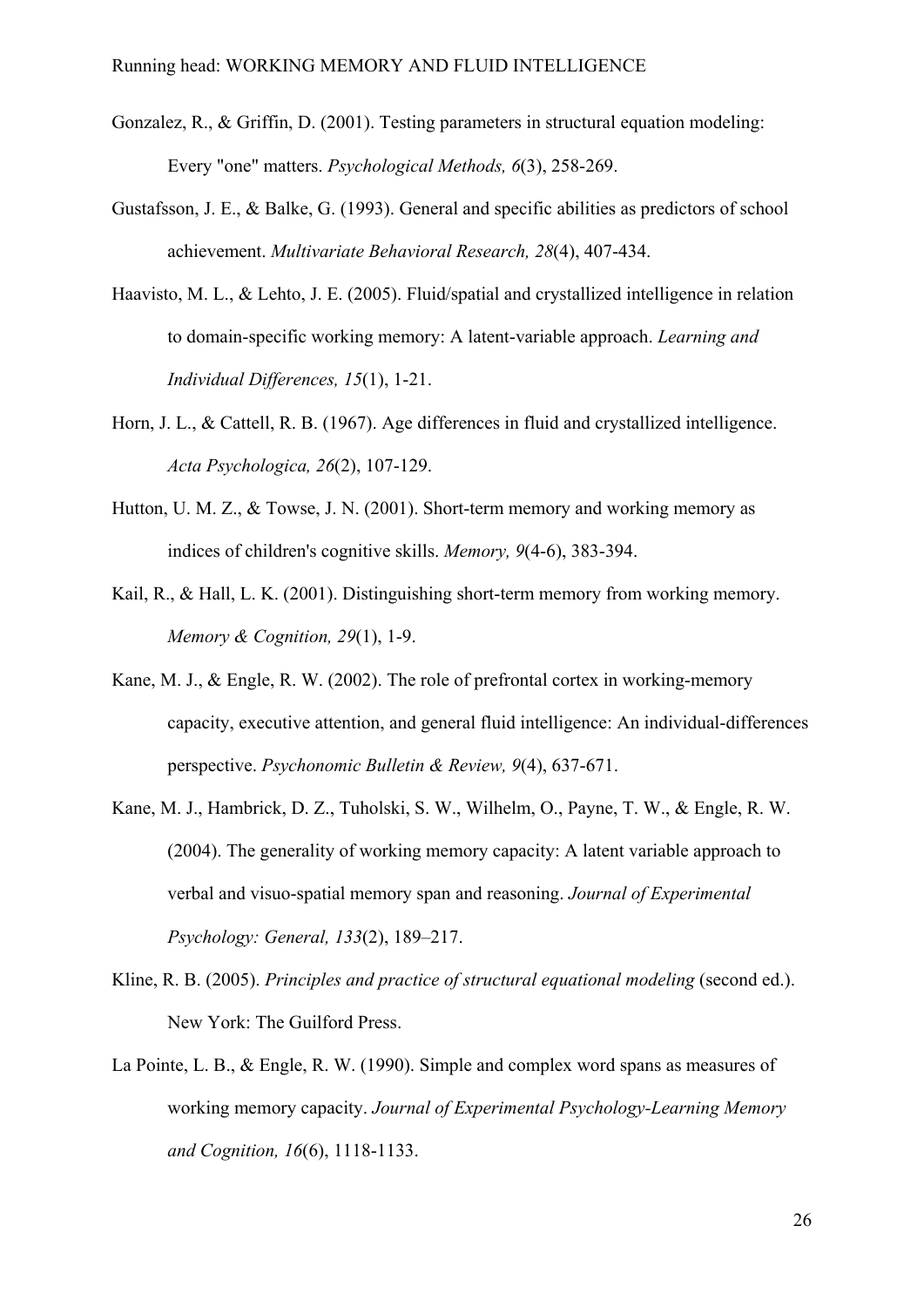Gonzalez, R., & Griffin, D. (2001). Testing parameters in structural equation modeling: Every "one" matters. *Psychological Methods, 6*(3), 258-269.

Gustafsson, J. E., & Balke, G. (1993). General and specific abilities as predictors of school achievement. *Multivariate Behavioral Research, 28*(4), 407-434.

Haavisto, M. L., & Lehto, J. E. (2005). Fluid/spatial and crystallized intelligence in relation to domain-specific working memory: A latent-variable approach. *Learning and Individual Differences, 15*(1), 1-21.

Horn, J. L., & Cattell, R. B. (1967). Age differences in fluid and crystallized intelligence. *Acta Psychologica, 26*(2), 107-129.

Hutton, U. M. Z., & Towse, J. N. (2001). Short-term memory and working memory as indices of children's cognitive skills. *Memory, 9*(4-6), 383-394.

Kail, R., & Hall, L. K. (2001). Distinguishing short-term memory from working memory. *Memory & Cognition, 29*(1), 1-9.

Kane, M. J., & Engle, R. W. (2002). The role of prefrontal cortex in working-memory capacity, executive attention, and general fluid intelligence: An individual-differences perspective. *Psychonomic Bulletin & Review, 9*(4), 637-671.

Kane, M. J., Hambrick, D. Z., Tuholski, S. W., Wilhelm, O., Payne, T. W., & Engle, R. W. (2004). The generality of working memory capacity: A latent variable approach to verbal and visuo-spatial memory span and reasoning. *Journal of Experimental Psychology: General, 133*(2), 189–217.

Kline, R. B. (2005). *Principles and practice of structural equational modeling* (second ed.). New York: The Guilford Press.

La Pointe, L. B., & Engle, R. W. (1990). Simple and complex word spans as measures of working memory capacity. *Journal of Experimental Psychology-Learning Memory and Cognition, 16*(6), 1118-1133.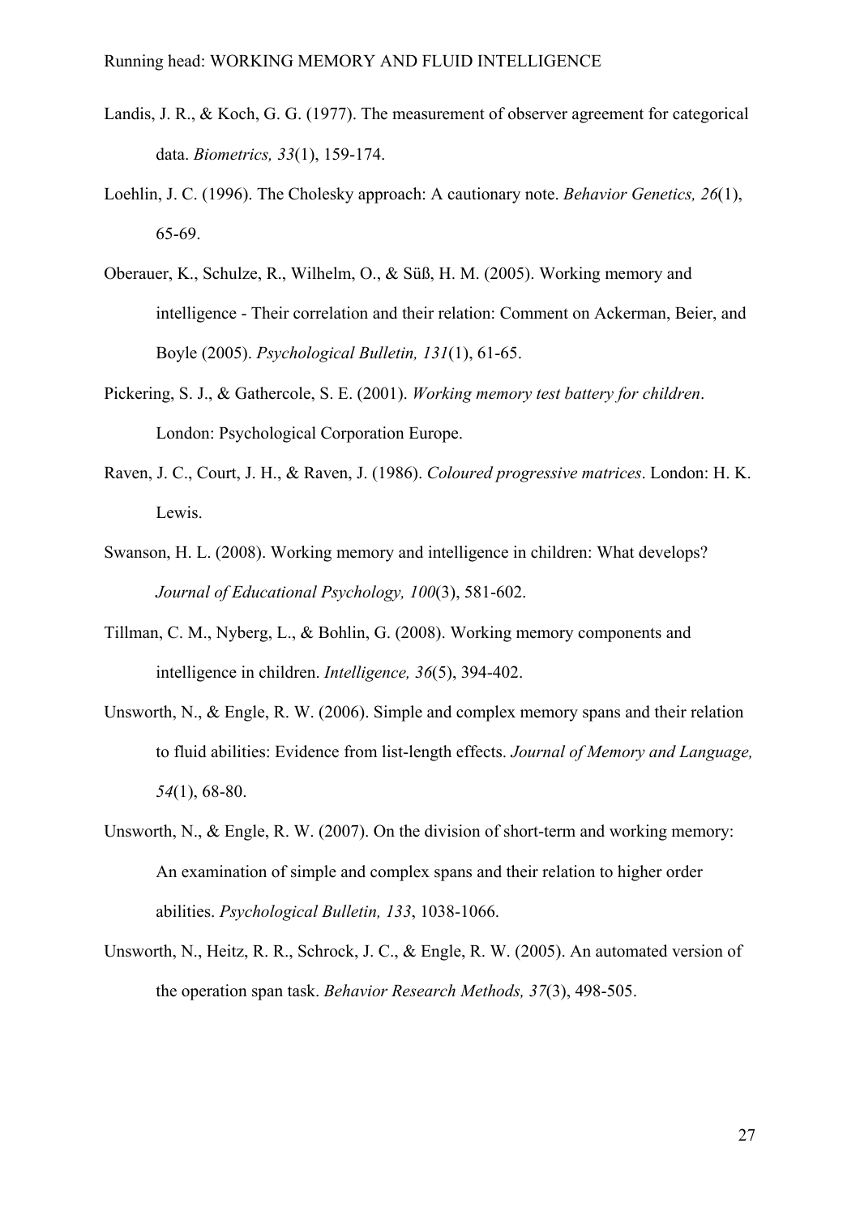Landis, J. R., & Koch, G. G. (1977). The measurement of observer agreement for categorical data. *Biometrics, 33*(1), 159-174.

Loehlin, J. C. (1996). The Cholesky approach: A cautionary note. *Behavior Genetics, 26*(1), 65-69.

Oberauer, K., Schulze, R., Wilhelm, O., & Süß, H. M. (2005). Working memory and intelligence - Their correlation and their relation: Comment on Ackerman, Beier, and Boyle (2005). *Psychological Bulletin, 131*(1), 61-65.

Pickering, S. J., & Gathercole, S. E. (2001). *Working memory test battery for children*. London: Psychological Corporation Europe.

Raven, J. C., Court, J. H., & Raven, J. (1986). *Coloured progressive matrices*. London: H. K. Lewis.

Swanson, H. L. (2008). Working memory and intelligence in children: What develops? *Journal of Educational Psychology, 100*(3), 581-602.

Tillman, C. M., Nyberg, L., & Bohlin, G. (2008). Working memory components and intelligence in children. *Intelligence, 36*(5), 394-402.

Unsworth, N., & Engle, R. W. (2006). Simple and complex memory spans and their relation to fluid abilities: Evidence from list-length effects. *Journal of Memory and Language, 54*(1), 68-80.

Unsworth, N., & Engle, R. W. (2007). On the division of short-term and working memory: An examination of simple and complex spans and their relation to higher order abilities. *Psychological Bulletin, 133*, 1038-1066.

Unsworth, N., Heitz, R. R., Schrock, J. C., & Engle, R. W. (2005). An automated version of the operation span task. *Behavior Research Methods, 37*(3), 498-505.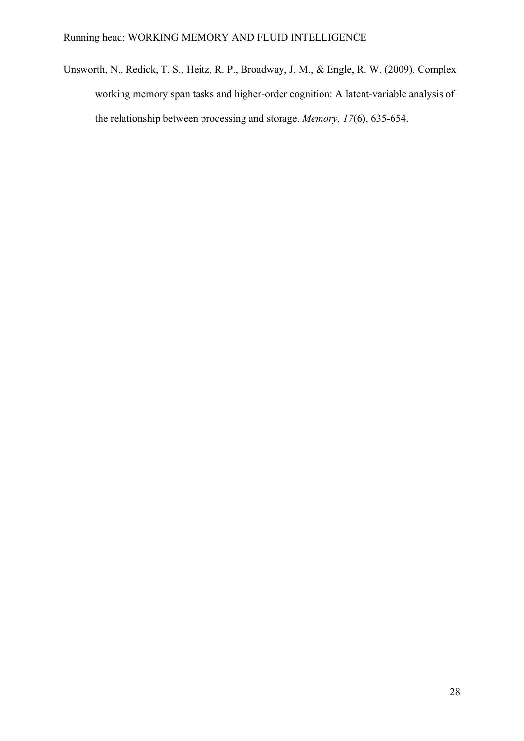Unsworth, N., Redick, T. S., Heitz, R. P., Broadway, J. M., & Engle, R. W. (2009). Complex working memory span tasks and higher-order cognition: A latent-variable analysis of the relationship between processing and storage. *Memory, 17*(6), 635-654.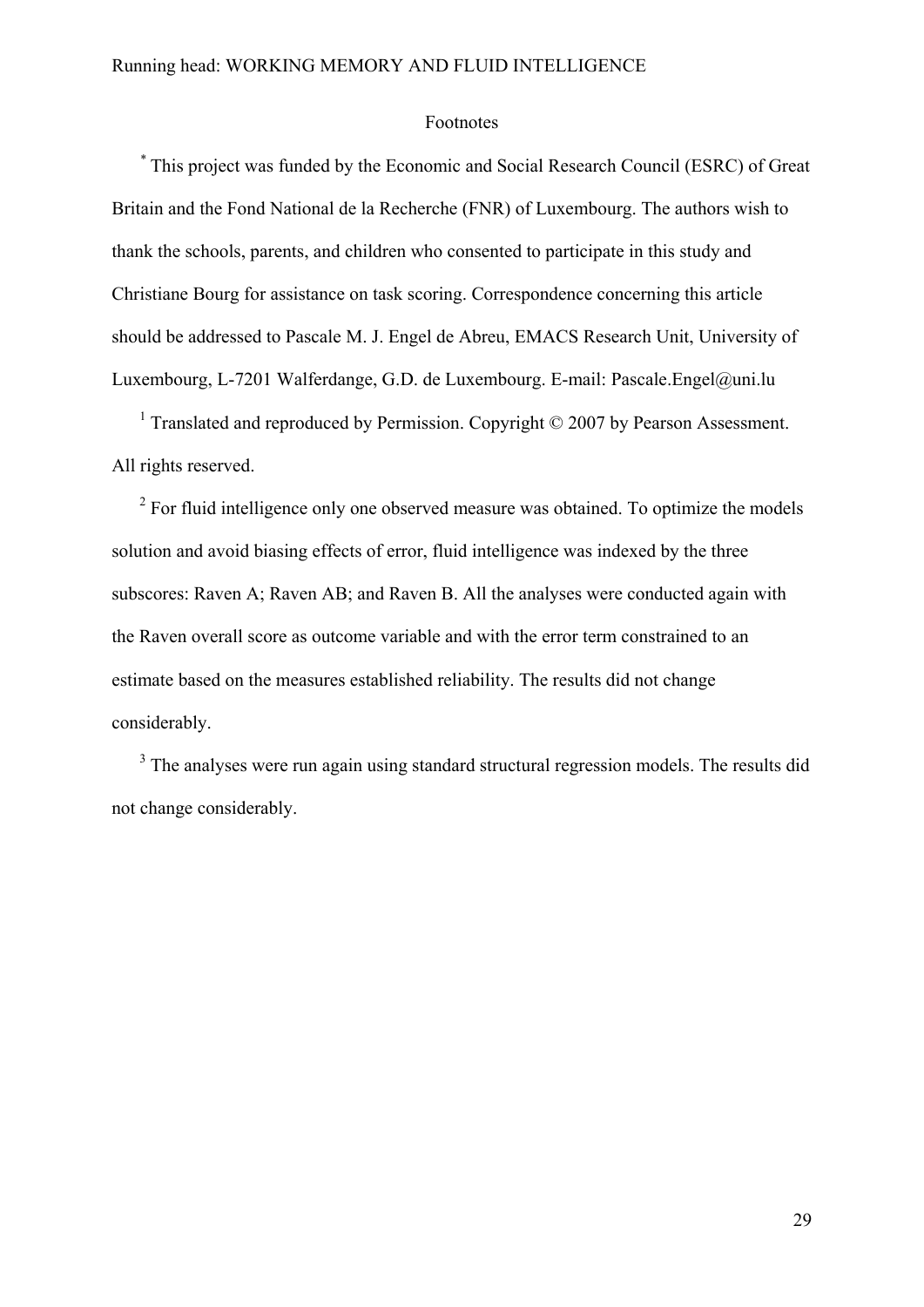Footnotes

[*] This project was funded by the Economic and Social Research Council (ESRC) of Great Britain and the Fond National de la Recherche (FNR) of Luxembourg. The authors wish to thank the schools, parents, and children who consented to participate in this study and Christiane Bourg for assistance on task scoring. Correspondence concerning this article should be addressed to Pascale M. J. Engel de Abreu, EMACS Research Unit, University of Luxembourg, L-7201 Walferdange, G.D. de Luxembourg. E-mail: Pascale.Engel@uni.lu

[1] Translated and reproduced by Permission. Copyright © 2007 by Pearson Assessment. All rights reserved.

[2] For fluid intelligence only one observed measure was obtained. To optimize the models solution and avoid biasing effects of error, fluid intelligence was indexed by the three subscores: Raven A; Raven AB; and Raven B. All the analyses were conducted again with the Raven overall score as outcome variable and with the error term constrained to an estimate based on the measures established reliability. The results did not change considerably.

[3] The analyses were run again using standard structural regression models. The results did not change considerably.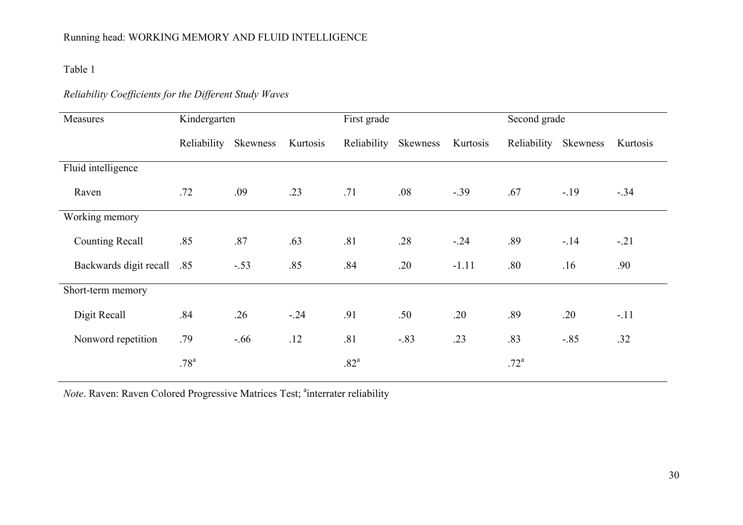Table 1

*Reliability Coefficients for the Different Study Waves*

| Measures | Kindergarten | | | First grade | | | Second grade | | |
|---|---|---|---|---|---|---|---|---|---|
| | Reliability | Skewness | Kurtosis | Reliability | Skewness | Kurtosis | Reliability | Skewness | Kurtosis |
| Fluid intelligence | | | | | | | | | |
| Raven | .72 | .09 | .23 | .71 | .08 | -.39 | .67 | -.19 | -.34 |
| Working memory | | | | | | | | | |
| Counting Recall | .85 | .87 | .63 | .81 | .28 | -.24 | .89 | -.14 | -.21 |
| Backwards digit recall | .85 | -.53 | .85 | .84 | .20 | -1.11 | .80 | .16 | .90 |
| Short-term memory | | | | | | | | | |
| Digit Recall | .84 | .26 | -.24 | .91 | .50 | .20 | .89 | .20 | -.11 |
| Nonword repetition | .79 | -.66 | .12 | .81 | -.83 | .23 | .83 | -.85 | .32 |
| | .78[a] | | | .82[a] | | | .72[a] | | |

*Note*. Raven: Raven Colored Progressive Matrices Test; [a]interrater reliability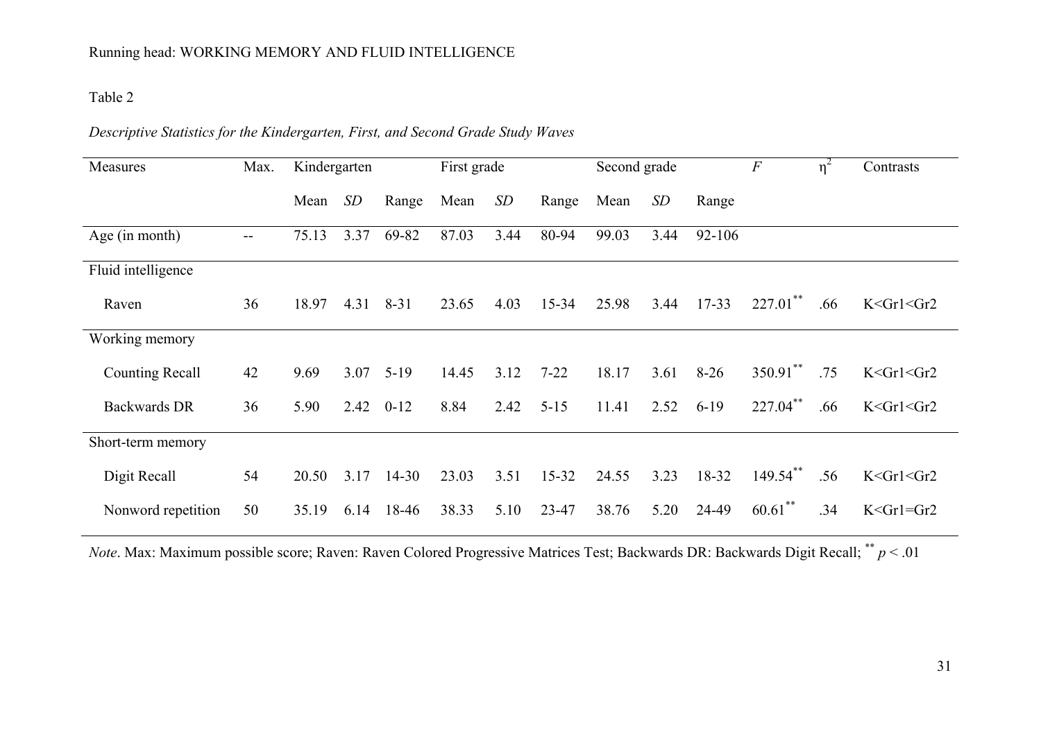Table 2

*Descriptive Statistics for the Kindergarten, First, and Second Grade Study Waves*

| Measures | Max. | Kindergarten | | | First grade | | | Second grade | | | $F$ | $\eta^2$ | Contrasts |
|---|---|---|---|---|---|---|---|---|---|---|---|---|---|
| | | Mean | *SD* | Range | Mean | *SD* | Range | Mean | *SD* | Range | | | |
| Age (in month) | -- | 75.13 | 3.37 | 69-82 | 87.03 | 3.44 | 80-94 | 99.03 | 3.44 | 92-106 | | | |
| Fluid intelligence | | | | | | | | | | | | | |
| Raven | 36 | 18.97 | 4.31 | 8-31 | 23.65 | 4.03 | 15-34 | 25.98 | 3.44 | 17-33 | $227.01^{**}$ | .66 | K<Gr1<Gr2 |
| Working memory | | | | | | | | | | | | | |
| Counting Recall | 42 | 9.69 | 3.07 | 5-19 | 14.45 | 3.12 | 7-22 | 18.17 | 3.61 | 8-26 | $350.91^{**}$ | .75 | K<Gr1<Gr2 |
| Backwards DR | 36 | 5.90 | 2.42 | 0-12 | 8.84 | 2.42 | 5-15 | 11.41 | 2.52 | 6-19 | $227.04^{**}$ | .66 | K<Gr1<Gr2 |
| Short-term memory | | | | | | | | | | | | | |
| Digit Recall | 54 | 20.50 | 3.17 | 14-30 | 23.03 | 3.51 | 15-32 | 24.55 | 3.23 | 18-32 | $149.54^{**}$ | .56 | K<Gr1<Gr2 |
| Nonword repetition | 50 | 35.19 | 6.14 | 18-46 | 38.33 | 5.10 | 23-47 | 38.76 | 5.20 | 24-49 | $60.61^{**}$ | .34 | K<Gr1=Gr2 |

*Note*. Max: Maximum possible score; Raven: Raven Colored Progressive Matrices Test; Backwards DR: Backwards Digit Recall; $^{**}$ $p < .01$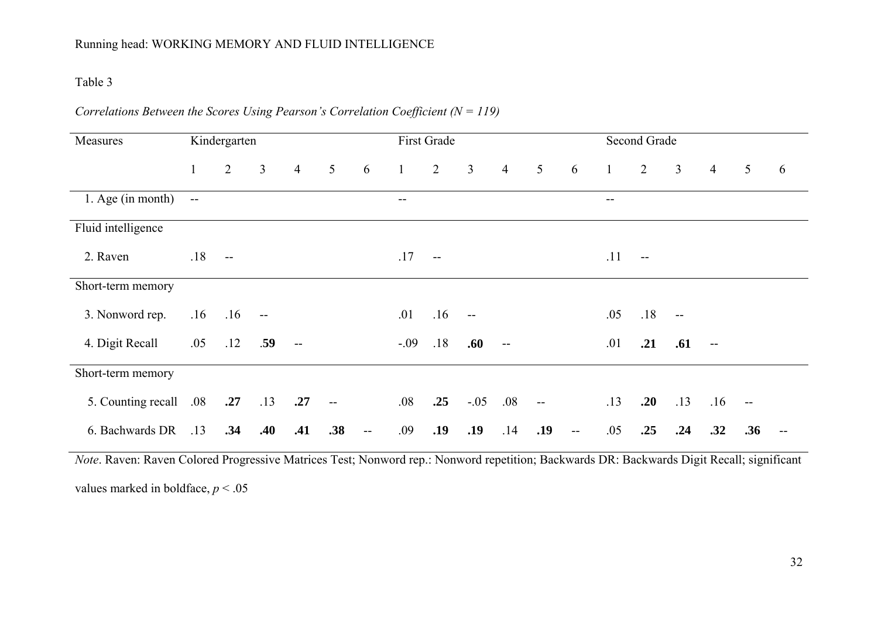Table 3

*Correlations Between the Scores Using Pearson's Correlation Coefficient (N = 119)*

| Measures | Kindergarten | | | | | | First Grade | | | | | | Second Grade | | | | | |
|---|---|---|---|---|---|---|---|---|---|---|---|---|---|---|---|---|---|---|
| | 1 | 2 | 3 | 4 | 5 | 6 | 1 | 2 | 3 | 4 | 5 | 6 | 1 | 2 | 3 | 4 | 5 | 6 |
| 1. Age (in month) | -- | | | | | | -- | | | | | | -- | | | | | |
| Fluid intelligence | | | | | | | | | | | | | | | | | | |
| 2. Raven | .18 | -- | | | | | .17 | -- | | | | | .11 | -- | | | | |
| Short-term memory | | | | | | | | | | | | | | | | | | |
| 3. Nonword rep. | .16 | .16 | -- | | | | .01 | .16 | -- | | | | .05 | .18 | -- | | | |
| 4. Digit Recall | .05 | .12 | **.59** | -- | | | -.09 | .18 | **.60** | -- | | | .01 | **.21** | **.61** | -- | | |
| Short-term memory | | | | | | | | | | | | | | | | | | |
| 5. Counting recall | .08 | **.27** | .13 | **.27** | -- | | .08 | **.25** | -.05 | .08 | -- | | .13 | **.20** | .13 | .16 | -- | |
| 6. Bachwards DR | .13 | **.34** | **.40** | **.41** | **.38** | -- | .09 | **.19** | **.19** | .14 | **.19** | -- | .05 | **.25** | **.24** | **.32** | **.36** | -- |

*Note*. Raven: Raven Colored Progressive Matrices Test; Nonword rep.: Nonword repetition; Backwards DR: Backwards Digit Recall; significant values marked in boldface, $p < .05$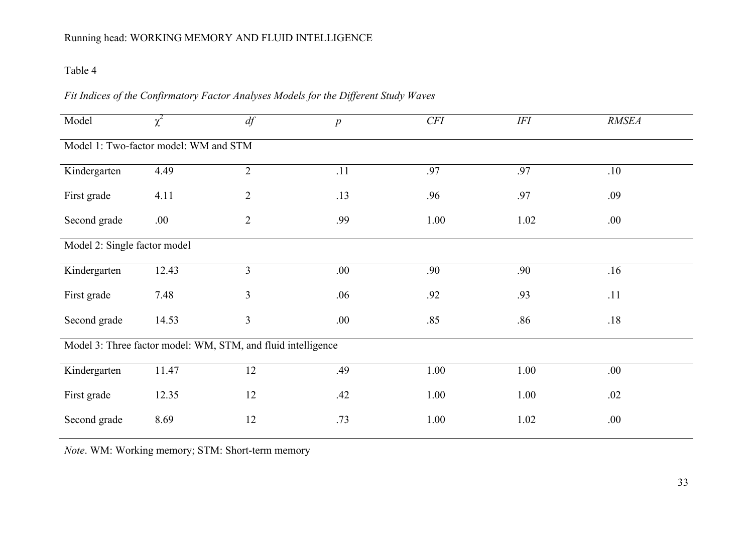Table 4

*Fit Indices of the Confirmatory Factor Analyses Models for the Different Study Waves*

| Model | $\chi^2$ | *df* | *p* | *CFI* | *IFI* | *RMSEA* |
|---|---|---|---|---|---|---|
| Model 1: Two-factor model: WM and STM | | | | | | |
| Kindergarten | 4.49 | 2 | .11 | .97 | .97 | .10 |
| First grade | 4.11 | 2 | .13 | .96 | .97 | .09 |
| Second grade | .00 | 2 | .99 | 1.00 | 1.02 | .00 |
| Model 2: Single factor model | | | | | | |
| Kindergarten | 12.43 | 3 | .00 | .90 | .90 | .16 |
| First grade | 7.48 | 3 | .06 | .92 | .93 | .11 |
| Second grade | 14.53 | 3 | .00 | .85 | .86 | .18 |
| Model 3: Three factor model: WM, STM, and fluid intelligence | | | | | | |
| Kindergarten | 11.47 | 12 | .49 | 1.00 | 1.00 | .00 |
| First grade | 12.35 | 12 | .42 | 1.00 | 1.00 | .02 |
| Second grade | 8.69 | 12 | .73 | 1.00 | 1.02 | .00 |

*Note*. WM: Working memory; STM: Short-term memory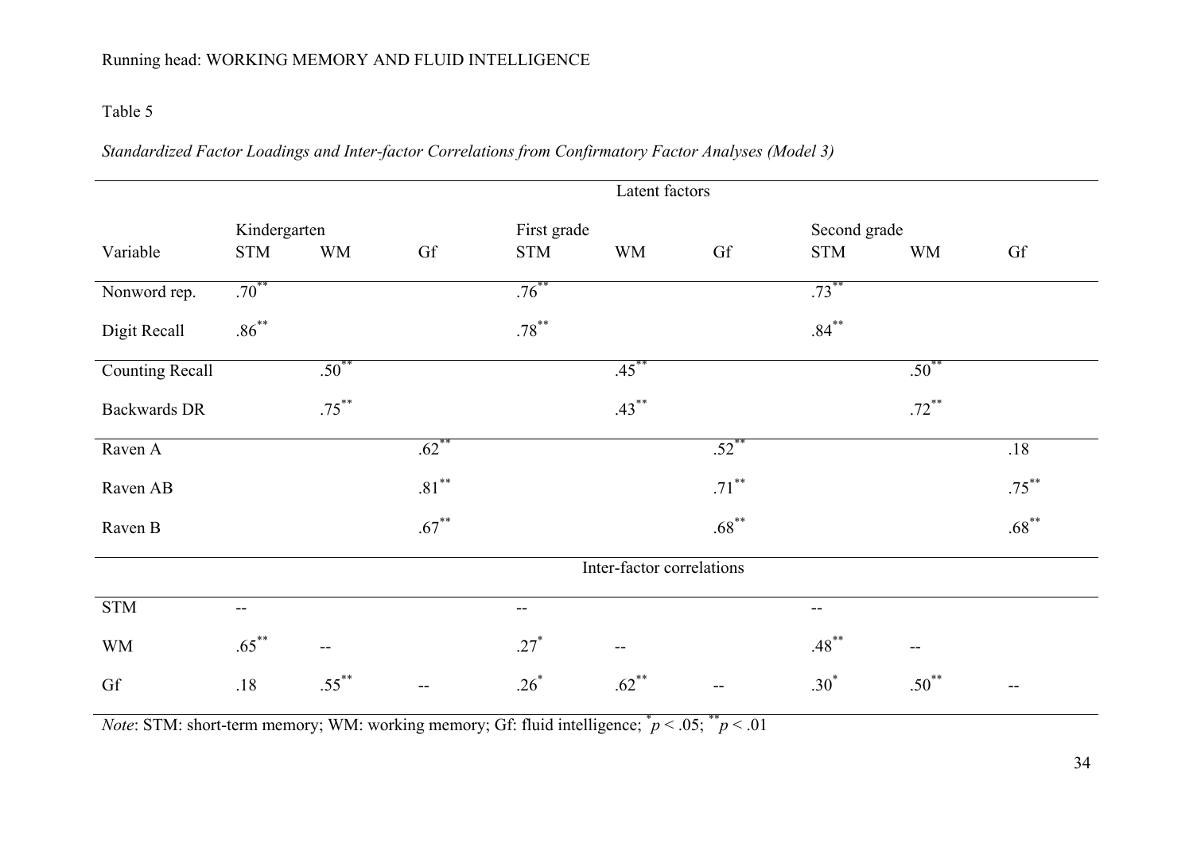Table 5

*Standardized Factor Loadings and Inter-factor Correlations from Confirmatory Factor Analyses (Model 3)*

| | Latent factors | | | | | | | | |
|---|---|---|---|---|---|---|---|---|---|
| | Kindergarten | | | First grade | | | Second grade | | |
| Variable | STM | WM | Gf | STM | WM | Gf | STM | WM | Gf |
| Nonword rep. | .70** | | | .76** | | | .73** | | |
| Digit Recall | .86** | | | .78** | | | .84** | | |
| Counting Recall | | .50** | | | .45** | | | .50** | |
| Backwards DR | | .75** | | | .43** | | | .72** | |
| Raven A | | | .62** | | | .52** | | | .18 |
| Raven AB | | | .81** | | | .71** | | | .75** |
| Raven B | | | .67** | | | .68** | | | .68** |
| | Inter-factor correlations | | | | | | | | |
| STM | -- | | | -- | | | -- | | |
| WM | .65** | -- | | .27* | -- | | .48** | -- | |
| Gf | .18 | .55** | -- | .26* | .62** | -- | .30* | .50** | -- |

*Note*: STM: short-term memory; WM: working memory; Gf: fluid intelligence; $^{*}p < .05$; $^{**}p < .01$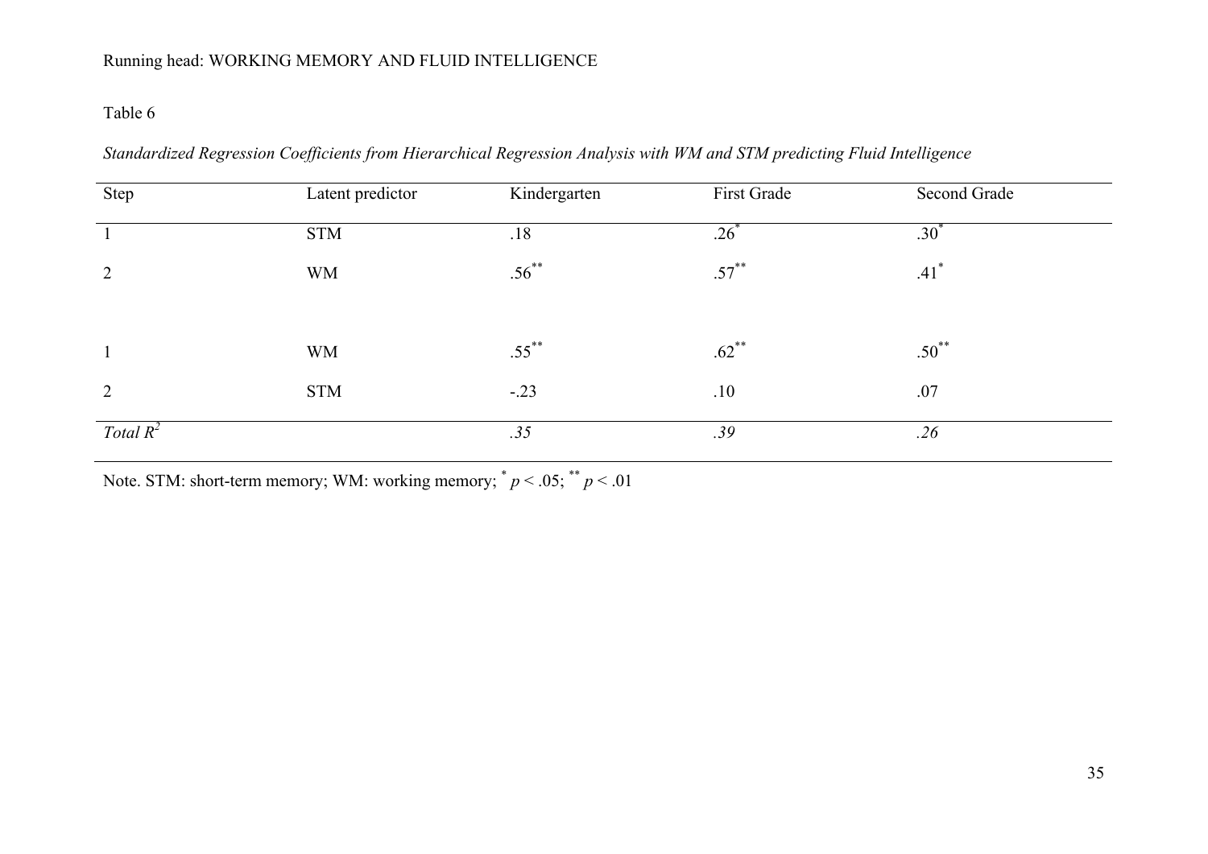Table 6

*Standardized Regression Coefficients from Hierarchical Regression Analysis with WM and STM predicting Fluid Intelligence*

| Step | Latent predictor | Kindergarten | First Grade | Second Grade |
|---|---|---|---|---|
| 1 | STM | .18 | .26* | .30* |
| 2 | WM | .56** | .57** | .41* |
| | | | | |
| 1 | WM | .55** | .62** | .50** |
| 2 | STM | -.23 | .10 | .07 |
| *Total $R^2$* | | *.35* | *.39* | *.26* |

Note. STM: short-term memory; WM: working memory; * $p < .05$; ** $p < .01$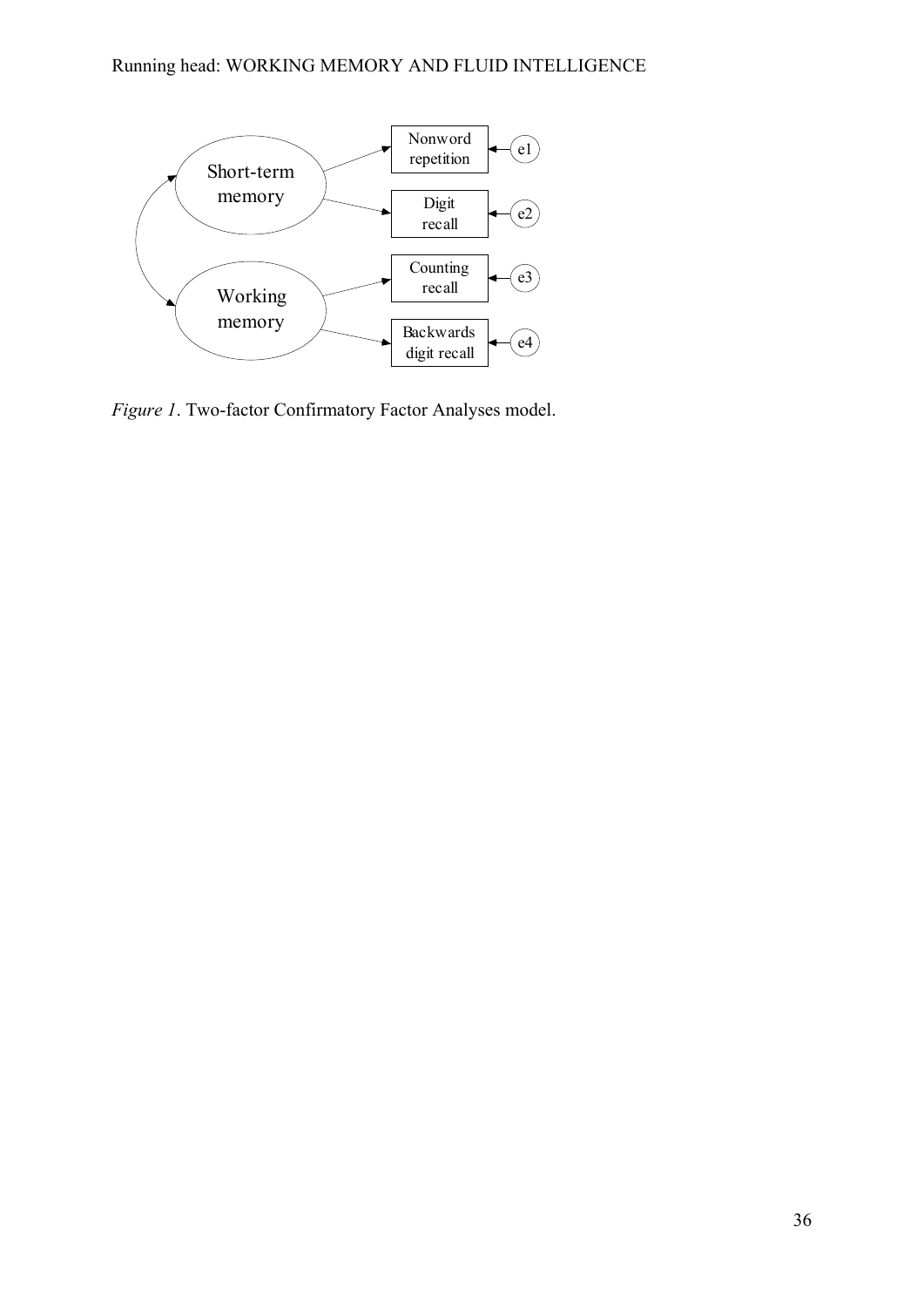*Figure 1*. Two-factor Confirmatory Factor Analyses model.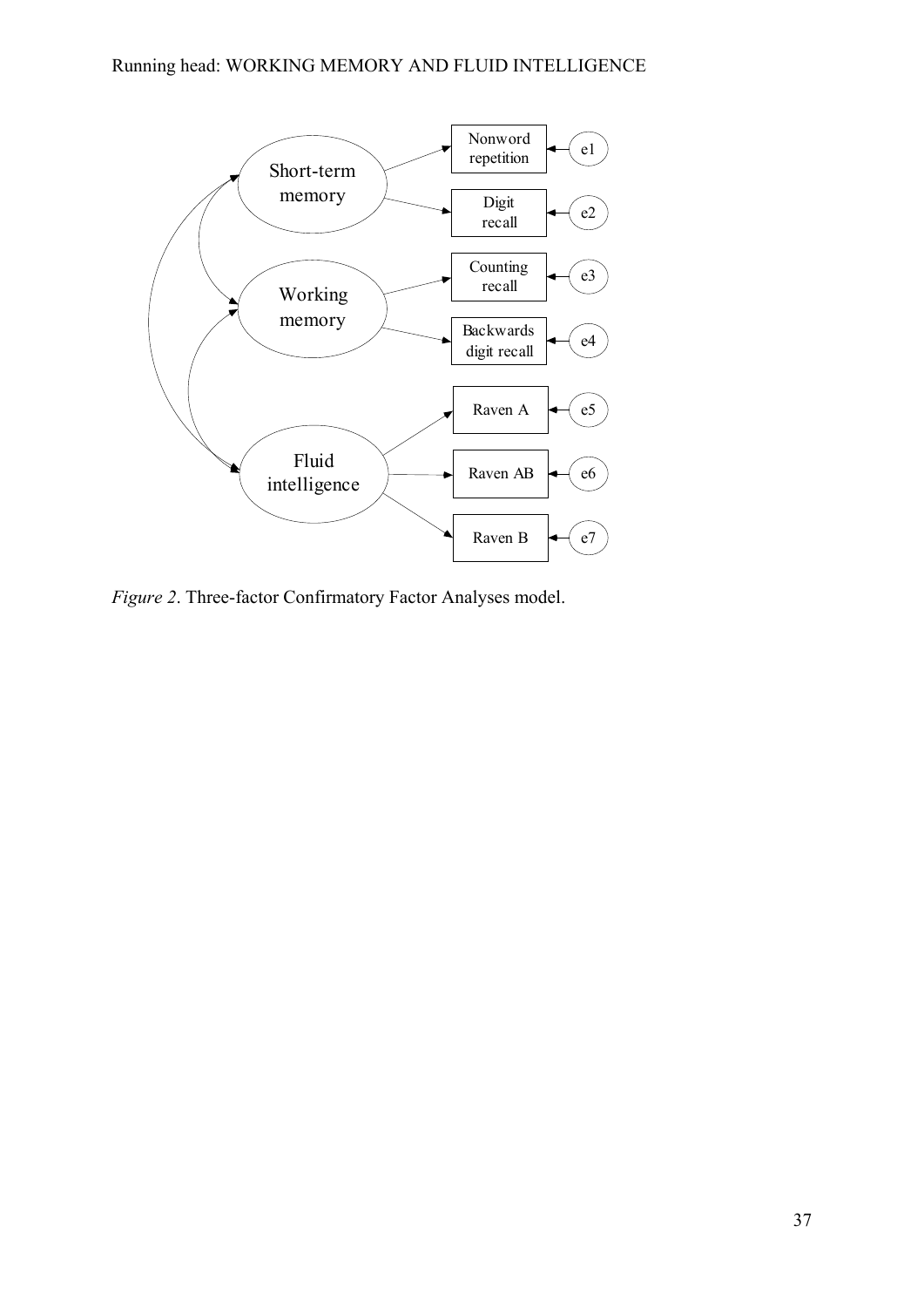*Figure 2*. Three-factor Confirmatory Factor Analyses model.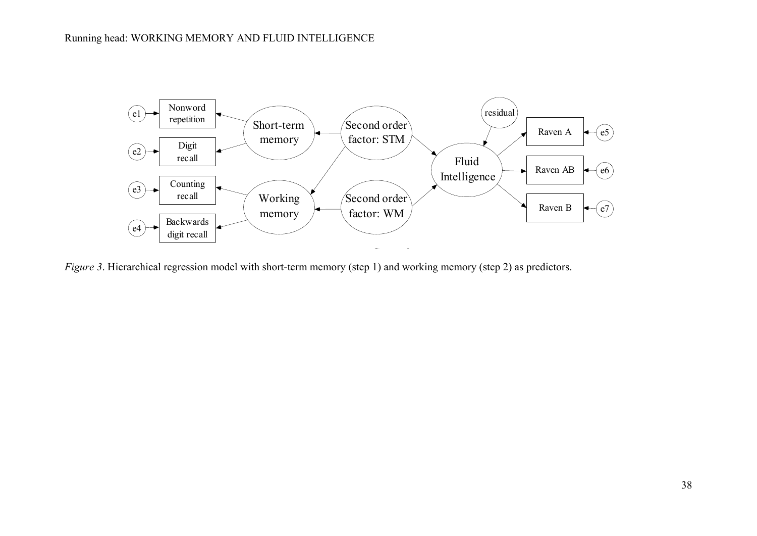e1

Nonword repetition

e2

Digit recall

e3

Counting recall

e4

Backwards digit recall

Short-term memory

Working memory

Second order factor: STM

Second order factor: WM

residual

Fluid Intelligence

Raven A

Raven AB

Raven B

e5

e6

e7

*Figure 3*. Hierarchical regression model with short-term memory (step 1) and working memory (step 2) as predictors.